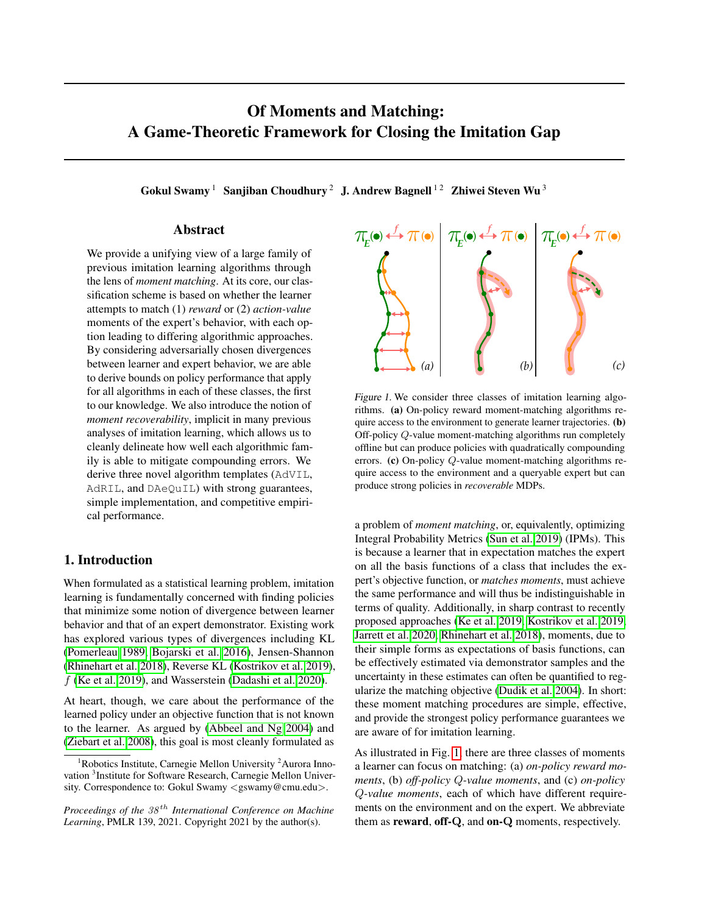# Of Moments and Matching: A Game-Theoretic Framework for Closing the Imitation Gap

**Gokul Swamy** [1] **Sanjiban Choudhury** [2] **J. Andrew Bagnell** [1 2] **Zhiwei Steven Wu** [3]

## Abstract

We provide a unifying view of a large family of previous imitation learning algorithms through the lens of *moment matching*. At its core, our classification scheme is based on whether the learner attempts to match (1) *reward* or (2) *action-value* moments of the expert's behavior, with each option leading to differing algorithmic approaches. By considering adversarially chosen divergences between learner and expert behavior, we are able to derive bounds on policy performance that apply for all algorithms in each of these classes, the first to our knowledge. We also introduce the notion of *moment recoverability*, implicit in many previous analyses of imitation learning, which allows us to cleanly delineate how well each algorithmic family is able to mitigate compounding errors. We derive three novel algorithm templates (`AdVIL`, `AdRIL`, and `DAeQuIL`) with strong guarantees, simple implementation, and competitive empirical performance.

## 1. Introduction

When formulated as a statistical learning problem, imitation learning is fundamentally concerned with finding policies that minimize some notion of divergence between learner behavior and that of an expert demonstrator. Existing work has explored various types of divergences including KL (Pomerleau 1989, Bojarski et al. 2016), Jensen-Shannon (Rhinehart et al. 2018), Reverse KL (Kostrikov et al. 2019), $f$ (Ke et al. 2019), and Wasserstein (Dadashi et al. 2020).

At heart, though, we care about the performance of the learned policy under an objective function that is not known to the learner. As argued by (Abbeel and Ng 2004) and (Ziebart et al. 2008), this goal is most cleanly formulated as a problem of *moment matching*, or, equivalently, optimizing Integral Probability Metrics (Sun et al. 2019) (IPMs). This is because a learner that in expectation matches the expert on all the basis functions of a class that includes the expert's objective function, or *matches moments*, must achieve the same performance and will thus be indistinguishable in terms of quality. Additionally, in sharp contrast to recently proposed approaches (Ke et al. 2019, Kostrikov et al. 2019, Jarrett et al. 2020, Rhinehart et al. 2018), moments, due to their simple forms as expectations of basis functions, can be effectively estimated via demonstrator samples and the uncertainty in these estimates can often be quantified to regularize the matching objective (Dudik et al. 2004). In short: these moment matching procedures are simple, effective, and provide the strongest policy performance guarantees we are aware of for imitation learning.

*Figure 1.* We consider three classes of imitation learning algorithms. **(a)** On-policy reward moment-matching algorithms require access to the environment to generate learner trajectories. **(b)** Off-policy $Q$-value moment-matching algorithms run completely offline but can produce policies with quadratically compounding errors. **(c)** On-policy $Q$-value moment-matching algorithms require access to the environment and a queryable expert but can produce strong policies in *recoverable* MDPs.

As illustrated in Fig. 1, there are three classes of moments a learner can focus on matching: (a) *on-policy reward moments*, (b) *off-policy $Q$-value moments*, and (c) *on-policy $Q$-value moments*, each of which have different requirements on the environment and on the expert. We abbreviate them as **reward**, **off-Q**, and **on-Q** moments, respectively.

[1]Robotics Institute, Carnegie Mellon University [2]Aurora Innovation [3]Institute for Software Research, Carnegie Mellon University. Correspondence to: Gokul Swamy <gswamy@cmu.edu>.

*Proceedings of the $38^{th}$ International Conference on Machine Learning*, PMLR 139, 2021. Copyright 2021 by the author(s).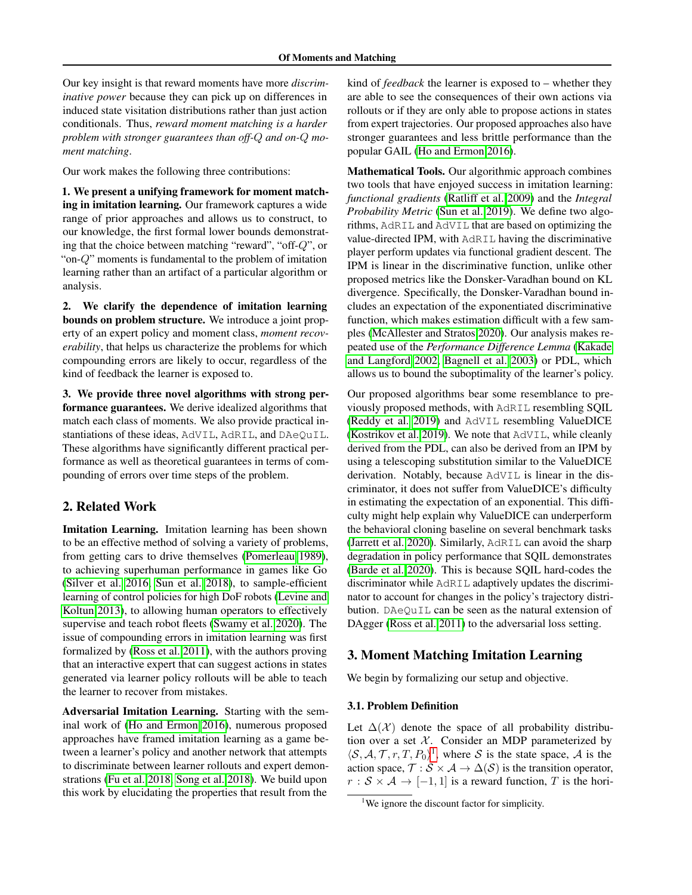Our key insight is that reward moments have more *discriminative power* because they can pick up on differences in induced state visitation distributions rather than just action conditionals. Thus, *reward moment matching is a harder problem with stronger guarantees than off-$Q$ and on-$Q$ moment matching*.

Our work makes the following three contributions:

**1. We present a unifying framework for moment matching in imitation learning.** Our framework captures a wide range of prior approaches and allows us to construct, to our knowledge, the first formal lower bounds demonstrating that the choice between matching "reward", "off-$Q$", or "on-$Q$" moments is fundamental to the problem of imitation learning rather than an artifact of a particular algorithm or analysis.

**2. We clarify the dependence of imitation learning bounds on problem structure.** We introduce a joint property of an expert policy and moment class, *moment recoverability*, that helps us characterize the problems for which compounding errors are likely to occur, regardless of the kind of feedback the learner is exposed to.

**3. We provide three novel algorithms with strong performance guarantees.** We derive idealized algorithms that match each class of moments. We also provide practical instantiations of these ideas, `AdVIL`, `AdRIL`, and `DAeQuIL`. These algorithms have significantly different practical performance as well as theoretical guarantees in terms of compounding of errors over time steps of the problem.

## 2. Related Work

**Imitation Learning.** Imitation learning has been shown to be an effective method of solving a variety of problems, from getting cars to drive themselves (Pomerleau 1989), to achieving superhuman performance in games like Go (Silver et al. 2016; Sun et al. 2018), to sample-efficient learning of control policies for high DoF robots (Levine and Koltun 2013), to allowing human operators to effectively supervise and teach robot fleets (Swamy et al. 2020). The issue of compounding errors in imitation learning was first formalized by (Ross et al. 2011), with the authors proving that an interactive expert that can suggest actions in states generated via learner policy rollouts will be able to teach the learner to recover from mistakes.

**Adversarial Imitation Learning.** Starting with the seminal work of (Ho and Ermon 2016), numerous proposed approaches have framed imitation learning as a game between a learner's policy and another network that attempts to discriminate between learner rollouts and expert demonstrations (Fu et al. 2018; Song et al. 2018). We build upon this work by elucidating the properties that result from the kind of *feedback* the learner is exposed to – whether they are able to see the consequences of their own actions via rollouts or if they are only able to propose actions in states from expert trajectories. Our proposed approaches also have stronger guarantees and less brittle performance than the popular GAIL (Ho and Ermon 2016).

**Mathematical Tools.** Our algorithmic approach combines two tools that have enjoyed success in imitation learning: *functional gradients* (Ratliff et al. 2009) and the *Integral Probability Metric* (Sun et al. 2019). We define two algorithms, `AdRIL` and `AdVIL` that are based on optimizing the value-directed IPM, with `AdRIL` having the discriminative player perform updates via functional gradient descent. The IPM is linear in the discriminative function, unlike other proposed metrics like the Donsker-Varadhan bound on KL divergence. Specifically, the Donsker-Varadhan bound includes an expectation of the exponentiated discriminative function, which makes estimation difficult with a few samples (McAllester and Stratos 2020). Our analysis makes repeated use of the *Performance Difference Lemma* (Kakade and Langford 2002; Bagnell et al. 2003) or PDL, which allows us to bound the suboptimality of the learner's policy.

Our proposed algorithms bear some resemblance to previously proposed methods, with `AdRIL` resembling SQIL (Reddy et al. 2019) and `AdVIL` resembling ValueDICE (Kostrikov et al. 2019). We note that `AdVIL`, while cleanly derived from the PDL, can also be derived from an IPM by using a telescoping substitution similar to the ValueDICE derivation. Notably, because `AdVIL` is linear in the discriminator, it does not suffer from ValueDICE's difficulty in estimating the expectation of an exponential. This difficulty might help explain why ValueDICE can underperform the behavioral cloning baseline on several benchmark tasks (Jarrett et al. 2020). Similarly, `AdRIL` can avoid the sharp degradation in policy performance that SQIL demonstrates (Barde et al. 2020). This is because SQIL hard-codes the discriminator while `AdRIL` adaptively updates the discriminator to account for changes in the policy's trajectory distribution. `DAeQuIL` can be seen as the natural extension of DAgger (Ross et al. 2011) to the adversarial loss setting.

## 3. Moment Matching Imitation Learning

We begin by formalizing our setup and objective.

### 3.1. Problem Definition

Let $\Delta(\mathcal{X})$ denote the space of all probability distribution over a set $\mathcal{X}$. Consider an MDP parameterized by $\langle \mathcal{S}, \mathcal{A}, \mathcal{T}, r, T, P_0 \rangle$[1], where $\mathcal{S}$ is the state space, $\mathcal{A}$ is the action space, $\mathcal{T} : \mathcal{S} \times \mathcal{A} \to \Delta(\mathcal{S})$ is the transition operator, $r : \mathcal{S} \times \mathcal{A} \to [-1, 1]$ is a reward function, $T$ is the hori-

[1] We ignore the discount factor for simplicity.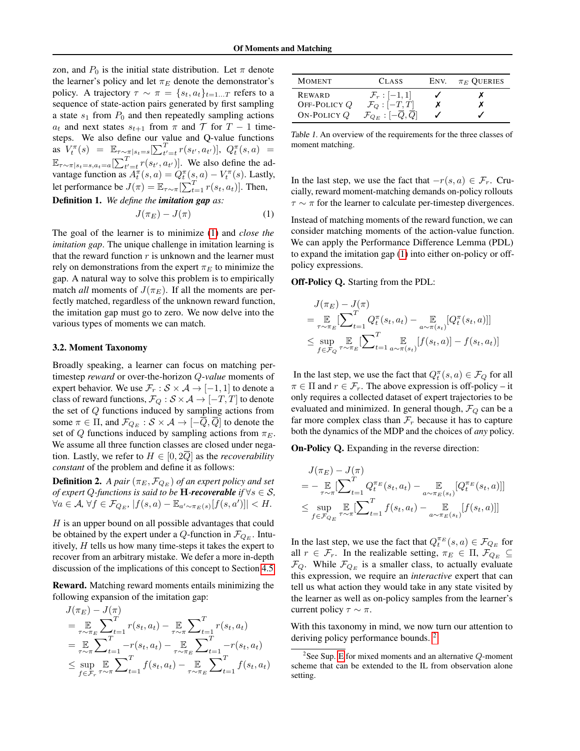zon, and $P_0$ is the initial state distribution. Let $\pi$ denote the learner's policy and let $\pi_E$ denote the demonstrator's policy. A trajectory $\tau \sim \pi = \{s_t, a_t\}_{t=1...T}$ refers to a sequence of state-action pairs generated by first sampling a state $s_1$ from $P_0$ and then repeatedly sampling actions $a_t$ and next states $s_{t+1}$ from $\pi$ and $\mathcal{T}$ for $T-1$ time-steps. We also define our value and Q-value functions as $V_t^\pi(s) = \mathbb{E}_{\tau \sim \pi | s_t = s}[\sum_{t'=t}^{T} r(s_{t'}, a_{t'})]$, $Q_t^\pi(s,a) = \mathbb{E}_{\tau \sim \pi | s_t = s, a_t = a}[\sum_{t'=t}^{T} r(s_{t'}, a_{t'})]$. We also define the advantage function as $A_t^\pi(s,a) = Q_t^\pi(s,a) - V_t^\pi(s)$. Lastly, let performance be $J(\pi) = \mathbb{E}_{\tau \sim \pi}[\sum_{t=1}^{T} r(s_t, a_t)]$. Then,

**Definition 1.** *We define the **imitation gap** as:*

$$J(\pi_E) - J(\pi) \tag{1}$$

The goal of the learner is to minimize (1) and *close the imitation gap*. The unique challenge in imitation learning is that the reward function $r$ is unknown and the learner must rely on demonstrations from the expert $\pi_E$ to minimize the gap. A natural way to solve this problem is to empirically match *all* moments of $J(\pi_E)$. If all the moments are perfectly matched, regardless of the unknown reward function, the imitation gap must go to zero. We now delve into the various types of moments we can match.

### 3.2. Moment Taxonomy

Broadly speaking, a learner can focus on matching per-timestep *reward* or over-the-horizon *Q-value* moments of expert behavior. We use $\mathcal{F}_r : \mathcal{S} \times \mathcal{A} \to [-1, 1]$ to denote a class of reward functions, $\mathcal{F}_Q : \mathcal{S} \times \mathcal{A} \to [-T, T]$ to denote the set of $Q$ functions induced by sampling actions from some $\pi \in \Pi$, and $\mathcal{F}_{Q_E} : \mathcal{S} \times \mathcal{A} \to [-\overline{Q}, \overline{Q}]$ to denote the set of $Q$ functions induced by sampling actions from $\pi_E$. We assume all three function classes are closed under negation. Lastly, we refer to $H \in [0, 2\overline{Q}]$ as the *recoverability constant* of the problem and define it as follows:

**Definition 2.** *A pair $(\pi_E, \mathcal{F}_{Q_E})$ of an expert policy and set of expert Q-functions is said to be* **H-*recoverable*** *if $\forall s \in \mathcal{S}$, $\forall a \in \mathcal{A}$, $\forall f \in \mathcal{F}_{Q_E}$, $|f(s,a) - \mathbb{E}_{a' \sim \pi_E(s)}[f(s,a')]| < H$.*

$H$ is an upper bound on all possible advantages that could be obtained by the expert under a $Q$-function in $\mathcal{F}_{Q_E}$. Intuitively, $H$ tells us how many time-steps it takes the expert to recover from an arbitrary mistake. We defer a more in-depth discussion of the implications of this concept to Section 4.5.

**Reward.** Matching reward moments entails minimizing the following expansion of the imitation gap:

$$\begin{aligned}
&J(\pi_E) - J(\pi) \\
&= \mathop{\mathbb{E}}_{\tau \sim \pi_E} \sum_{t=1}^{T} r(s_t, a_t) - \mathop{\mathbb{E}}_{\tau \sim \pi} \sum_{t=1}^{T} r(s_t, a_t) \\
&= \mathop{\mathbb{E}}_{\tau \sim \pi} \sum_{t=1}^{T} -r(s_t, a_t) - \mathop{\mathbb{E}}_{\tau \sim \pi_E} \sum_{t=1}^{T} -r(s_t, a_t) \\
&\leq \sup_{f \in \mathcal{F}_r} \mathop{\mathbb{E}}_{\tau \sim \pi} \sum_{t=1}^{T} f(s_t, a_t) - \mathop{\mathbb{E}}_{\tau \sim \pi_E} \sum_{t=1}^{T} f(s_t, a_t)
\end{aligned}$$

| Moment | Class | Env. | $\pi_E$ Queries |
|---|---|---|---|
| Reward | $\mathcal{F}_r : [-1, 1]$ | ✓ | ✗ |
| Off-Policy $Q$ | $\mathcal{F}_Q : [-T, T]$ | ✗ | ✗ |
| On-Policy $Q$ | $\mathcal{F}_{Q_E} : [-\overline{Q}, \overline{Q}]$ | ✓ | ✓ |

*Table 1.* An overview of the requirements for the three classes of moment matching.

In the last step, we use the fact that $-r(s,a) \in \mathcal{F}_r$. Crucially, reward moment-matching demands on-policy rollouts $\tau \sim \pi$ for the learner to calculate per-timestep divergences.

Instead of matching moments of the reward function, we can consider matching moments of the action-value function. We can apply the Performance Difference Lemma (PDL) to expand the imitation gap (1) into either on-policy or off-policy expressions.

**Off-Policy Q.** Starting from the PDL:

$$\begin{aligned}
&J(\pi_E) - J(\pi) \\
&= \mathop{\mathbb{E}}_{\tau \sim \pi_E} \Big[\sum_{t=1}^{T} Q_t^\pi(s_t, a_t) - \mathop{\mathbb{E}}_{a \sim \pi(s_t)}[Q_t^\pi(s_t, a)]\Big] \\
&\leq \sup_{f \in \mathcal{F}_Q} \mathop{\mathbb{E}}_{\tau \sim \pi_E} \Big[\sum_{t=1}^{T} \mathop{\mathbb{E}}_{a \sim \pi(s_t)}[f(s_t, a)] - f(s_t, a_t)\Big]
\end{aligned}$$

In the last step, we use the fact that $Q_t^\pi(s,a) \in \mathcal{F}_Q$ for all $\pi \in \Pi$ and $r \in \mathcal{F}_r$. The above expression is off-policy – it only requires a collected dataset of expert trajectories to be evaluated and minimized. In general though, $\mathcal{F}_Q$ can be a far more complex class than $\mathcal{F}_r$ because it has to capture both the dynamics of the MDP and the choices of *any* policy.

**On-Policy Q.** Expanding in the reverse direction:

$$\begin{aligned}
&J(\pi_E) - J(\pi) \\
&= -\mathop{\mathbb{E}}_{\tau \sim \pi} \Big[\sum_{t=1}^{T} Q_t^{\pi_E}(s_t, a_t) - \mathop{\mathbb{E}}_{a \sim \pi_E(s_t)}[Q_t^{\pi_E}(s_t, a)]\Big] \\
&\leq \sup_{f \in \mathcal{F}_{Q_E}} \mathop{\mathbb{E}}_{\tau \sim \pi} \Big[\sum_{t=1}^{T} f(s_t, a_t) - \mathop{\mathbb{E}}_{a \sim \pi_E(s_t)}[f(s_t, a)]\Big]
\end{aligned}$$

In the last step, we use the fact that $Q_t^{\pi_E}(s,a) \in \mathcal{F}_{Q_E}$ for all $r \in \mathcal{F}_r$. In the realizable setting, $\pi_E \in \Pi$, $\mathcal{F}_{Q_E} \subseteq \mathcal{F}_Q$. While $\mathcal{F}_{Q_E}$ is a smaller class, to actually evaluate this expression, we require an *interactive* expert that can tell us what action they would take in any state visited by the learner as well as on-policy samples from the learner's current policy $\tau \sim \pi$.

With this taxonomy in mind, we now turn our attention to deriving policy performance bounds.[2]

[2] See Sup. E for mixed moments and an alternative $Q$-moment scheme that can be extended to the IL from observation alone setting.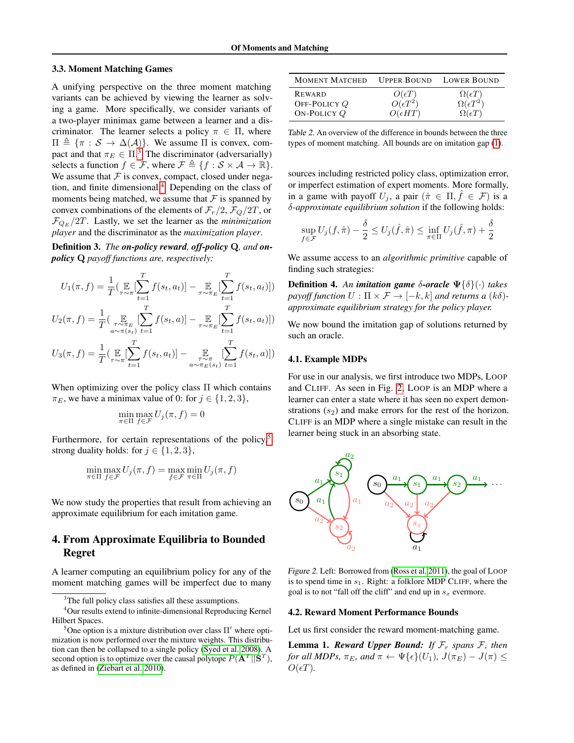### 3.3. Moment Matching Games

A unifying perspective on the three moment matching variants can be achieved by viewing the learner as solving a game. More specifically, we consider variants of a two-player minimax game between a learner and a discriminator. The learner selects a policy $\pi \in \Pi$, where $\Pi \triangleq \{\pi : \mathcal{S} \to \Delta(\mathcal{A})\}$. We assume $\Pi$ is convex, compact and that $\pi_E \in \Pi$.[3] The discriminator (adversarially) selects a function $f \in \mathcal{F}$, where $\mathcal{F} \triangleq \{f : \mathcal{S} \times \mathcal{A} \to \mathbb{R}\}$. We assume that $\mathcal{F}$ is convex, compact, closed under negation, and finite dimensional.[4] Depending on the class of moments being matched, we assume that $\mathcal{F}$ is spanned by convex combinations of the elements of $\mathcal{F}_r/2$, $\mathcal{F}_Q/2T$, or $\mathcal{F}_{Q_E}/2T$. Lastly, we set the learner as the *minimization player* and the discriminator as the *maximization player*.

**Definition 3.** *The **on-policy reward**, **off-policy** Q, and **on-policy** Q payoff functions are, respectively:*

$$U_1(\pi, f) = \frac{1}{T}\Big(\mathop{\mathbb{E}}_{\tau\sim\pi}\Big[\sum_{t=1}^{T} f(s_t, a_t)\Big] - \mathop{\mathbb{E}}_{\tau\sim\pi_E}\Big[\sum_{t=1}^{T} f(s_t, a_t)\Big]\Big)$$

$$U_2(\pi, f) = \frac{1}{T}\Big(\mathop{\mathbb{E}}_{\substack{\tau\sim\pi_E \\ a\sim\pi(s_t)}}\Big[\sum_{t=1}^{T} f(s_t, a)\Big] - \mathop{\mathbb{E}}_{\tau\sim\pi_E}\Big[\sum_{t=1}^{T} f(s_t, a_t)\Big]\Big)$$

$$U_3(\pi, f) = \frac{1}{T}\Big(\mathop{\mathbb{E}}_{\tau\sim\pi}\Big[\sum_{t=1}^{T} f(s_t, a_t)\Big] - \mathop{\mathbb{E}}_{\substack{\tau\sim\pi \\ a\sim\pi_E(s_t)}}\Big[\sum_{t=1}^{T} f(s_t, a)\Big]\Big)$$

When optimizing over the policy class $\Pi$ which contains $\pi_E$, we have a minimax value of 0: for $j \in \{1, 2, 3\}$,

$$\min_{\pi\in\Pi}\max_{f\in\mathcal{F}} U_j(\pi, f) = 0$$

Furthermore, for certain representations of the policy,[5] strong duality holds: for $j \in \{1, 2, 3\}$,

$$\min_{\pi\in\Pi}\max_{f\in\mathcal{F}} U_j(\pi, f) = \max_{f\in\mathcal{F}}\min_{\pi\in\Pi} U_j(\pi, f)$$

We now study the properties that result from achieving an approximate equilibrium for each imitation game.

## 4. From Approximate Equilibria to Bounded Regret

A learner computing an equilibrium policy for any of the moment matching games will be imperfect due to many sources including restricted policy class, optimization error, or imperfect estimation of expert moments. More formally, in a game with payoff $U_j$, a pair $(\hat{\pi} \in \Pi, \hat{f} \in \mathcal{F})$ is a $\delta$*-approximate equilibrium solution* if the following holds:

$$\sup_{f\in\mathcal{F}} U_j(f, \hat{\pi}) - \frac{\delta}{2} \le U_j(\hat{f}, \hat{\pi}) \le \inf_{\pi\in\Pi} U_j(\hat{f}, \pi) + \frac{\delta}{2}$$

We assume access to an *algorithmic primitive* capable of finding such strategies:

**Definition 4.** *An **imitation game** $\delta$**-oracle** $\Psi\{\delta\}(\cdot)$ takes payoff function $U : \Pi \times \mathcal{F} \to [-k, k]$ and returns a $(k\delta)$-approximate equilibrium strategy for the policy player.*

We now bound the imitation gap of solutions returned by such an oracle.

| Moment Matched | Upper Bound | Lower Bound |
|---|---|---|
| Reward | $O(\epsilon T)$ | $\Omega(\epsilon T)$ |
| Off-Policy $Q$ | $O(\epsilon T^2)$ | $\Omega(\epsilon T^2)$ |
| On-Policy $Q$ | $O(\epsilon H T)$ | $\Omega(\epsilon T)$ |

Table 2. An overview of the difference in bounds between the three types of moment matching. All bounds are on imitation gap (1).

### 4.1. Example MDPs

For use in our analysis, we first introduce two MDPs, Loop and Cliff. As seen in Fig. 2, Loop is an MDP where a learner can enter a state where it has seen no expert demonstrations ($s_2$) and make errors for the rest of the horizon. Cliff is an MDP where a single mistake can result in the learner being stuck in an absorbing state.

Figure 2. Left: Borrowed from (Ross et al. 2011), the goal of Loop is to spend time in $s_1$. Right: a folklore MDP Cliff, where the goal is to not "fall off the cliff" and end up in $s_x$ evermore.

### 4.2. Reward Moment Performance Bounds

Let us first consider the reward moment-matching game.

**Lemma 1.** ***Reward Upper Bound:*** *If $\mathcal{F}_r$ spans $\mathcal{F}$, then for all MDPs, $\pi_E$, and $\pi \leftarrow \Psi\{\epsilon\}(U_1)$, $J(\pi_E) - J(\pi) \le O(\epsilon T)$.*

[3] The full policy class satisfies all these assumptions.

[4] Our results extend to infinite-dimensional Reproducing Kernel Hilbert Spaces.

[5] One option is a mixture distribution over class $\Pi'$ where optimization is now performed over the mixture weights. This distribution can then be collapsed to a single policy (Syed et al. 2008). A second option is to optimize over the causal polytope $P(\mathbf{A}^T||\mathbf{S}^T)$, as defined in (Ziebart et al. 2010).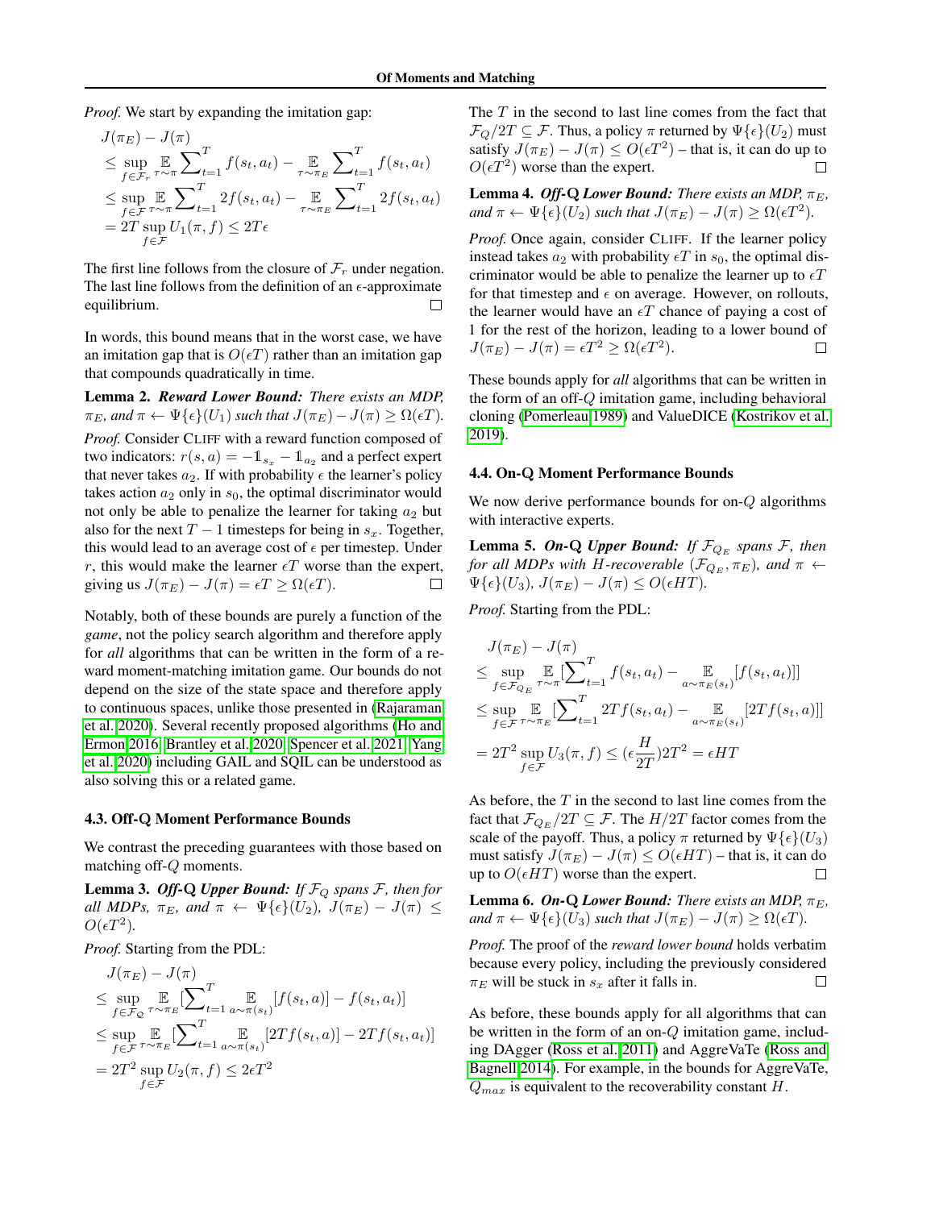*Proof.* We start by expanding the imitation gap:

$$
\begin{aligned}
& J(\pi_E) - J(\pi) \\
& \leq \sup_{f \in \mathcal{F}_r} \mathop{\mathbb{E}}_{\tau \sim \pi} \sum_{t=1}^{T} f(s_t, a_t) - \mathop{\mathbb{E}}_{\tau \sim \pi_E} \sum_{t=1}^{T} f(s_t, a_t) \\
& \leq \sup_{f \in \mathcal{F}} \mathop{\mathbb{E}}_{\tau \sim \pi} \sum_{t=1}^{T} 2f(s_t, a_t) - \mathop{\mathbb{E}}_{\tau \sim \pi_E} \sum_{t=1}^{T} 2f(s_t, a_t) \\
& = 2T \sup_{f \in \mathcal{F}} U_1(\pi, f) \leq 2T\epsilon
\end{aligned}
$$

The first line follows from the closure of $\mathcal{F}_r$ under negation. The last line follows from the definition of an $\epsilon$-approximate equilibrium. □

In words, this bound means that in the worst case, we have an imitation gap that is $O(\epsilon T)$ rather than an imitation gap that compounds quadratically in time.

**Lemma 2.** ***Reward Lower Bound:*** *There exists an MDP, $\pi_E$, and $\pi \leftarrow \Psi\{\epsilon\}(U_1)$ such that $J(\pi_E) - J(\pi) \geq \Omega(\epsilon T)$.*

*Proof.* Consider CLIFF with a reward function composed of two indicators: $r(s, a) = -\mathbb{1}_{s_x} - \mathbb{1}_{a_2}$ and a perfect expert that never takes $a_2$. If with probability $\epsilon$ the learner's policy takes action $a_2$ only in $s_0$, the optimal discriminator would not only be able to penalize the learner for taking $a_2$ but also for the next $T-1$ timesteps for being in $s_x$. Together, this would lead to an average cost of $\epsilon$ per timestep. Under $r$, this would make the learner $\epsilon T$ worse than the expert, giving us $J(\pi_E) - J(\pi) = \epsilon T \geq \Omega(\epsilon T)$. □

Notably, both of these bounds are purely a function of the *game*, not the policy search algorithm and therefore apply for *all* algorithms that can be written in the form of a reward moment-matching imitation game. Our bounds do not depend on the size of the state space and therefore apply to continuous spaces, unlike those presented in (Rajaraman et al. 2020). Several recently proposed algorithms (Ho and Ermon 2016; Brantley et al. 2020; Spencer et al. 2021; Yang et al. 2020) including GAIL and SQIL can be understood as also solving this or a related game.

### 4.3. Off-Q Moment Performance Bounds

We contrast the preceding guarantees with those based on matching off-$Q$ moments.

**Lemma 3.** ***Off-Q Upper Bound:*** *If $\mathcal{F}_Q$ spans $\mathcal{F}$, then for all MDPs, $\pi_E$, and $\pi \leftarrow \Psi\{\epsilon\}(U_2)$, $J(\pi_E) - J(\pi) \leq O(\epsilon T^2)$.*

*Proof.* Starting from the PDL:

$$
\begin{aligned}
& J(\pi_E) - J(\pi) \\
& \leq \sup_{f \in \mathcal{F}_Q} \mathop{\mathbb{E}}_{\tau \sim \pi_E} [\sum_{t=1}^{T} \mathop{\mathbb{E}}_{a \sim \pi(s_t)} [f(s_t, a)] - f(s_t, a_t)] \\
& \leq \sup_{f \in \mathcal{F}} \mathop{\mathbb{E}}_{\tau \sim \pi_E} [\sum_{t=1}^{T} \mathop{\mathbb{E}}_{a \sim \pi(s_t)} [2Tf(s_t, a)] - 2Tf(s_t, a_t)] \\
& = 2T^2 \sup_{f \in \mathcal{F}} U_2(\pi, f) \leq 2\epsilon T^2
\end{aligned}
$$

The $T$ in the second to last line comes from the fact that $\mathcal{F}_Q / 2T \subseteq \mathcal{F}$. Thus, a policy $\pi$ returned by $\Psi\{\epsilon\}(U_2)$ must satisfy $J(\pi_E) - J(\pi) \leq O(\epsilon T^2)$ – that is, it can do up to $O(\epsilon T^2)$ worse than the expert. □

**Lemma 4.** ***Off-Q Lower Bound:*** *There exists an MDP, $\pi_E$, and $\pi \leftarrow \Psi\{\epsilon\}(U_2)$ such that $J(\pi_E) - J(\pi) \geq \Omega(\epsilon T^2)$.*

*Proof.* Once again, consider CLIFF. If the learner policy instead takes $a_2$ with probability $\epsilon T$ in $s_0$, the optimal discriminator would be able to penalize the learner up to $\epsilon T$ for that timestep and $\epsilon$ on average. However, on rollouts, the learner would have an $\epsilon T$ chance of paying a cost of 1 for the rest of the horizon, leading to a lower bound of $J(\pi_E) - J(\pi) = \epsilon T^2 \geq \Omega(\epsilon T^2)$. □

These bounds apply for *all* algorithms that can be written in the form of an off-$Q$ imitation game, including behavioral cloning (Pomerleau 1989) and ValueDICE (Kostrikov et al. 2019).

### 4.4. On-Q Moment Performance Bounds

We now derive performance bounds for on-$Q$ algorithms with interactive experts.

**Lemma 5.** ***On-Q Upper Bound:*** *If $\mathcal{F}_{Q_E}$ spans $\mathcal{F}$, then for all MDPs with $H$-recoverable $(\mathcal{F}_{Q_E}, \pi_E)$, and $\pi \leftarrow \Psi\{\epsilon\}(U_3)$, $J(\pi_E) - J(\pi) \leq O(\epsilon HT)$.*

*Proof.* Starting from the PDL:

$$
\begin{aligned}
& J(\pi_E) - J(\pi) \\
& \leq \sup_{f \in \mathcal{F}_{Q_E}} \mathop{\mathbb{E}}_{\tau \sim \pi} [\sum_{t=1}^{T} f(s_t, a_t) - \mathop{\mathbb{E}}_{a \sim \pi_E(s_t)} [f(s_t, a_t)]] \\
& \leq \sup_{f \in \mathcal{F}} \mathop{\mathbb{E}}_{\tau \sim \pi_E} [\sum_{t=1}^{T} 2Tf(s_t, a_t) - \mathop{\mathbb{E}}_{a \sim \pi_E(s_t)} [2Tf(s_t, a)]] \\
& = 2T^2 \sup_{f \in \mathcal{F}} U_3(\pi, f) \leq (\epsilon \frac{H}{2T}) 2T^2 = \epsilon HT
\end{aligned}
$$

As before, the $T$ in the second to last line comes from the fact that $\mathcal{F}_{Q_E} / 2T \subseteq \mathcal{F}$. The $H/2T$ factor comes from the scale of the payoff. Thus, a policy $\pi$ returned by $\Psi\{\epsilon\}(U_3)$ must satisfy $J(\pi_E) - J(\pi) \leq O(\epsilon HT)$ – that is, it can do up to $O(\epsilon HT)$ worse than the expert. □

**Lemma 6.** ***On-Q Lower Bound:*** *There exists an MDP, $\pi_E$, and $\pi \leftarrow \Psi\{\epsilon\}(U_3)$ such that $J(\pi_E) - J(\pi) \geq \Omega(\epsilon T)$.*

*Proof.* The proof of the *reward lower bound* holds verbatim because every policy, including the previously considered $\pi_E$ will be stuck in $s_x$ after it falls in. □

As before, these bounds apply for all algorithms that can be written in the form of an on-$Q$ imitation game, including DAgger (Ross et al. 2011) and AggreVaTe (Ross and Bagnell 2014). For example, in the bounds for AggreVaTe, $Q_{max}$ is equivalent to the recoverability constant $H$.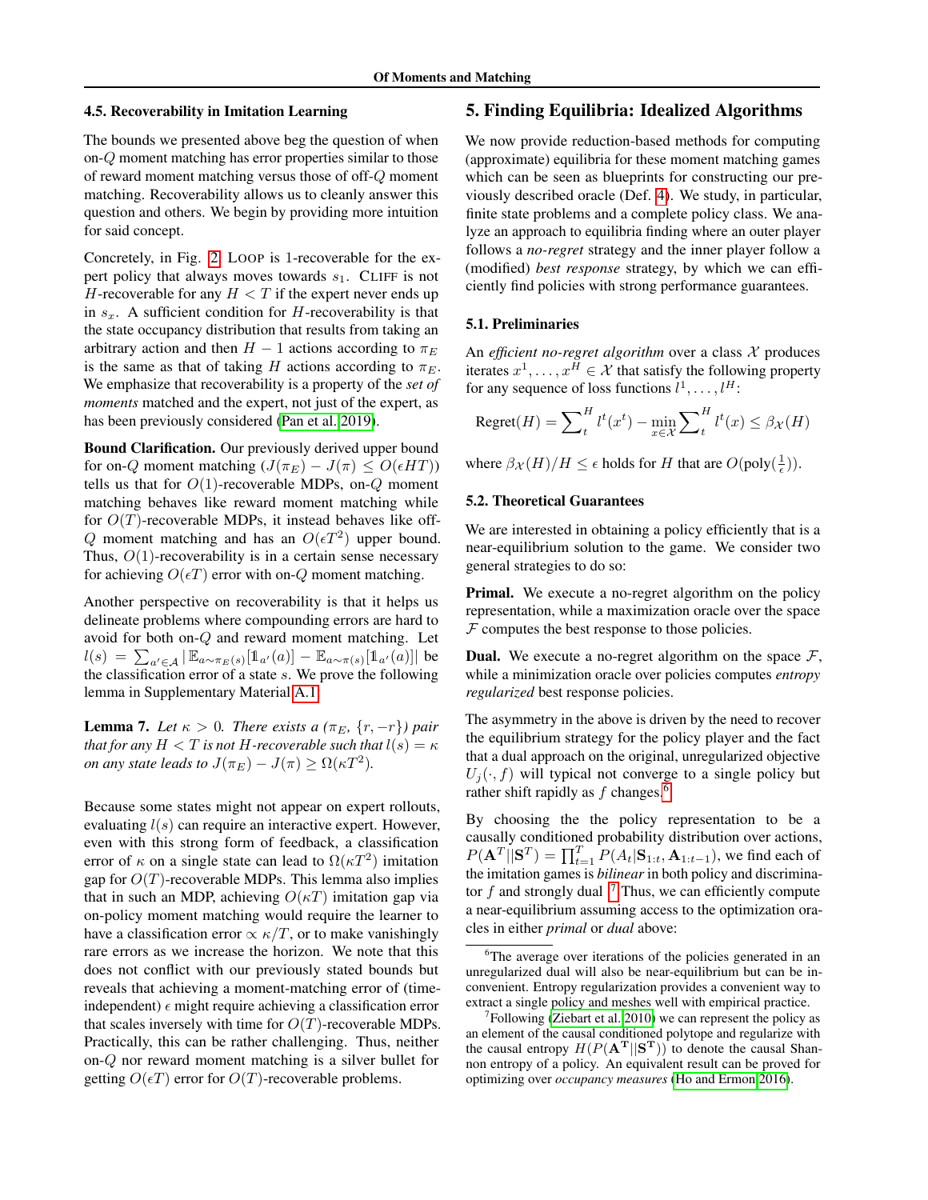### 4.5. Recoverability in Imitation Learning

The bounds we presented above beg the question of when on-$Q$ moment matching has error properties similar to those of reward moment matching versus those of off-$Q$ moment matching. Recoverability allows us to cleanly answer this question and others. We begin by providing more intuition for said concept.

Concretely, in Fig. 2, LOOP is 1-recoverable for the expert policy that always moves towards $s_1$. CLIFF is not $H$-recoverable for any $H < T$ if the expert never ends up in $s_x$. A sufficient condition for $H$-recoverability is that the state occupancy distribution that results from taking an arbitrary action and then $H-1$ actions according to $\pi_E$ is the same as that of taking $H$ actions according to $\pi_E$. We emphasize that recoverability is a property of the *set of moments* matched and the expert, not just of the expert, as has been previously considered (Pan et al., 2019).

**Bound Clarification.** Our previously derived upper bound for on-$Q$ moment matching ($J(\pi_E) - J(\pi) \leq O(\epsilon HT)$) tells us that for $O(1)$-recoverable MDPs, on-$Q$ moment matching behaves like reward moment matching while for $O(T)$-recoverable MDPs, it instead behaves like off-$Q$ moment matching and has an $O(\epsilon T^2)$ upper bound. Thus, $O(1)$-recoverability is in a certain sense necessary for achieving $O(\epsilon T)$ error with on-$Q$ moment matching.

Another perspective on recoverability is that it helps us delineate problems where compounding errors are hard to avoid for both on-$Q$ and reward moment matching. Let $l(s) = \sum_{a' \in \mathcal{A}} |\mathbb{E}_{a \sim \pi_E(s)}[\mathbb{1}_{a'}(a)] - \mathbb{E}_{a \sim \pi(s)}[\mathbb{1}_{a'}(a)]|$ be the classification error of a state $s$. We prove the following lemma in Supplementary Material A.1.

**Lemma 7.** *Let $\kappa > 0$. There exists a ($\pi_E$, $\{r, -r\}$) pair that for any $H < T$ is not $H$-recoverable such that $l(s) = \kappa$ on any state leads to $J(\pi_E) - J(\pi) \geq \Omega(\kappa T^2)$.*

Because some states might not appear on expert rollouts, evaluating $l(s)$ can require an interactive expert. However, even with this strong form of feedback, a classification error of $\kappa$ on a single state can lead to $\Omega(\kappa T^2)$ imitation gap for $O(T)$-recoverable MDPs. This lemma also implies that in such an MDP, achieving $O(\kappa T)$ imitation gap via on-policy moment matching would require the learner to have a classification error $\propto \kappa/T$, or to make vanishingly rare errors as we increase the horizon. We note that this does not conflict with our previously stated bounds but reveals that achieving a moment-matching error of (time-independent) $\epsilon$ might require achieving a classification error that scales inversely with time for $O(T)$-recoverable MDPs. Practically, this can be rather challenging. Thus, neither on-$Q$ nor reward moment matching is a silver bullet for getting $O(\epsilon T)$ error for $O(T)$-recoverable problems.

## 5. Finding Equilibria: Idealized Algorithms

We now provide reduction-based methods for computing (approximate) equilibria for these moment matching games which can be seen as blueprints for constructing our previously described oracle (Def. 4). We study, in particular, finite state problems and a complete policy class. We analyze an approach to equilibria finding where an outer player follows a *no-regret* strategy and the inner player follow a (modified) *best response* strategy, by which we can efficiently find policies with strong performance guarantees.

### 5.1. Preliminaries

An *efficient no-regret algorithm* over a class $\mathcal{X}$ produces iterates $x^1, \ldots, x^H \in \mathcal{X}$ that satisfy the following property for any sequence of loss functions $l^1, \ldots, l^H$:

$$\text{Regret}(H) = \sum_t^H l^t(x^t) - \min_{x \in \mathcal{X}} \sum_t^H l^t(x) \leq \beta_{\mathcal{X}}(H)$$

where $\beta_{\mathcal{X}}(H)/H \leq \epsilon$ holds for $H$ that are $O(\text{poly}(\frac{1}{\epsilon}))$.

### 5.2. Theoretical Guarantees

We are interested in obtaining a policy efficiently that is a near-equilibrium solution to the game. We consider two general strategies to do so:

**Primal.** We execute a no-regret algorithm on the policy representation, while a maximization oracle over the space $\mathcal{F}$ computes the best response to those policies.

**Dual.** We execute a no-regret algorithm on the space $\mathcal{F}$, while a minimization oracle over policies computes *entropy regularized* best response policies.

The asymmetry in the above is driven by the need to recover the equilibrium strategy for the policy player and the fact that a dual approach on the original, unregularized objective $U_j(\cdot, f)$ will typical not converge to a single policy but rather shift rapidly as $f$ changes.[6]

By choosing the the policy representation to be a causally conditioned probability distribution over actions, $P(\mathbf{A}^T || \mathbf{S}^T) = \prod_{t=1}^T P(A_t | \mathbf{S}_{1:t}, \mathbf{A}_{1:t-1})$, we find each of the imitation games is *bilinear* in both policy and discriminator $f$ and strongly dual.[7] Thus, we can efficiently compute a near-equilibrium assuming access to the optimization oracles in either *primal* or *dual* above:

[6] The average over iterations of the policies generated in an unregularized dual will also be near-equilibrium but can be inconvenient. Entropy regularization provides a convenient way to extract a single policy and meshes well with empirical practice.

[7] Following (Ziebart et al., 2010) we can represent the policy as an element of the causal conditioned polytope and regularize with the causal entropy $H(P(\mathbf{A^T}||\mathbf{S^T}))$ to denote the causal Shannon entropy of a policy. An equivalent result can be proved for optimizing over *occupancy measures* (Ho and Ermon, 2016).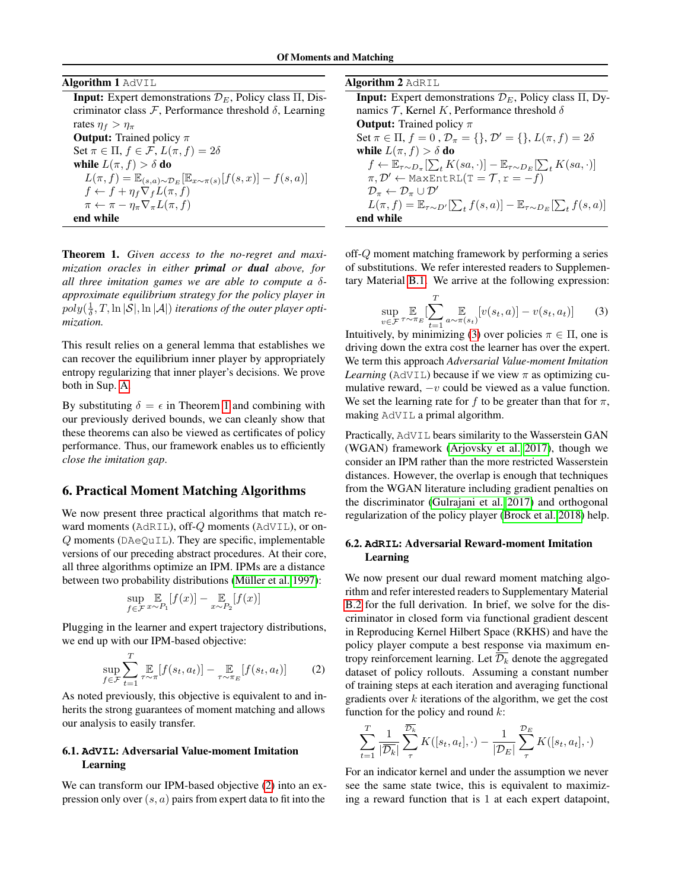**Algorithm 1** AdVIL

**Input:** Expert demonstrations $\mathcal{D}_E$, Policy class $\Pi$, Discriminator class $\mathcal{F}$, Performance threshold $\delta$, Learning rates $\eta_f > \eta_\pi$
**Output:** Trained policy $\pi$
Set $\pi \in \Pi$, $f \in \mathcal{F}$, $L(\pi, f) = 2\delta$
**while** $L(\pi, f) > \delta$ **do**
  $L(\pi, f) = \mathbb{E}_{(s,a)\sim\mathcal{D}_E}[\mathbb{E}_{x\sim\pi(s)}[f(s,x)] - f(s,a)]$
  $f \leftarrow f + \eta_f \nabla_f L(\pi, f)$
  $\pi \leftarrow \pi - \eta_\pi \nabla_\pi L(\pi, f)$
**end while**

**Algorithm 2** AdRIL

**Input:** Expert demonstrations $\mathcal{D}_E$, Policy class $\Pi$, Dynamics $\mathcal{T}$, Kernel $K$, Performance threshold $\delta$
**Output:** Trained policy $\pi$
Set $\pi \in \Pi$, $f = 0$ , $\mathcal{D}_\pi = \{\}$, $\mathcal{D}' = \{\}$, $L(\pi, f) = 2\delta$
**while** $L(\pi, f) > \delta$ **do**
  $f \leftarrow \mathbb{E}_{\tau\sim\mathcal{D}_\pi}[\sum_t K(sa, \cdot)] - \mathbb{E}_{\tau\sim\mathcal{D}_E}[\sum_t K(sa, \cdot)]$
  $\pi, \mathcal{D}' \leftarrow$ MaxEntRL(T $= \mathcal{T}$, r $= -f$)
  $\mathcal{D}_\pi \leftarrow \mathcal{D}_\pi \cup \mathcal{D}'$
  $L(\pi, f) = \mathbb{E}_{\tau\sim\mathcal{D}'}[\sum_t f(s,a)] - \mathbb{E}_{\tau\sim\mathcal{D}_E}[\sum_t f(s,a)]$
**end while**

**Theorem 1.** *Given access to the no-regret and maximization oracles in either* ***primal*** *or* ***dual*** *above, for all three imitation games we are able to compute a $\delta$-approximate equilibrium strategy for the policy player in $poly(\frac{1}{\delta}, T, \ln|\mathcal{S}|, \ln|\mathcal{A}|)$ iterations of the outer player optimization.*

This result relies on a general lemma that establishes we can recover the equilibrium inner player by appropriately entropy regularizing that inner player's decisions. We prove both in Sup. A.

By substituting $\delta = \epsilon$ in Theorem 1 and combining with our previously derived bounds, we can cleanly show that these theorems can also be viewed as certificates of policy performance. Thus, our framework enables us to efficiently *close the imitation gap*.

## 6. Practical Moment Matching Algorithms

We now present three practical algorithms that match reward moments (AdRIL), off-$Q$ moments (AdVIL), or on-$Q$ moments (DAeQuIL). They are specific, implementable versions of our preceding abstract procedures. At their core, all three algorithms optimize an IPM. IPMs are a distance between two probability distributions (Müller et al. 1997):

$$\sup_{f\in\mathcal{F}} \mathop{\mathbb{E}}_{x\sim P_1}[f(x)] - \mathop{\mathbb{E}}_{x\sim P_2}[f(x)]$$

Plugging in the learner and expert trajectory distributions, we end up with our IPM-based objective:

$$\sup_{f\in\mathcal{F}} \sum_{t=1}^{T} \mathop{\mathbb{E}}_{\tau\sim\pi}[f(s_t, a_t)] - \mathop{\mathbb{E}}_{\tau\sim\pi_E}[f(s_t, a_t)] \tag{2}$$

As noted previously, this objective is equivalent to and inherits the strong guarantees of moment matching and allows our analysis to easily transfer.

### 6.1. AdVIL: Adversarial Value-moment Imitation Learning

We can transform our IPM-based objective (2) into an expression only over $(s, a)$ pairs from expert data to fit into the off-$Q$ moment matching framework by performing a series of substitutions. We refer interested readers to Supplementary Material B.1. We arrive at the following expression:

$$\sup_{v\in\mathcal{F}} \mathop{\mathbb{E}}_{\tau\sim\pi_E}[\sum_{t=1}^{T} \mathop{\mathbb{E}}_{a\sim\pi(s_t)}[v(s_t, a)] - v(s_t, a_t)] \tag{3}$$

Intuitively, by minimizing (3) over policies $\pi \in \Pi$, one is driving down the extra cost the learner has over the expert. We term this approach *Adversarial Value-moment Imitation Learning* (AdVIL) because if we view $\pi$ as optimizing cumulative reward, $-v$ could be viewed as a value function. We set the learning rate for $f$ to be greater than that for $\pi$, making AdVIL a primal algorithm.

Practically, AdVIL bears similarity to the Wasserstein GAN (WGAN) framework (Arjovsky et al. 2017), though we consider an IPM rather than the more restricted Wasserstein distances. However, the overlap is enough that techniques from the WGAN literature including gradient penalties on the discriminator (Gulrajani et al. 2017) and orthogonal regularization of the policy player (Brock et al. 2018) help.

### 6.2. AdRIL: Adversarial Reward-moment Imitation Learning

We now present our dual reward moment matching algorithm and refer interested readers to Supplementary Material B.2 for the full derivation. In brief, we solve for the discriminator in closed form via functional gradient descent in Reproducing Kernel Hilbert Space (RKHS) and have the policy player compute a best response via maximum entropy reinforcement learning. Let $\overline{\mathcal{D}_k}$ denote the aggregated dataset of policy rollouts. Assuming a constant number of training steps at each iteration and averaging functional gradients over $k$ iterations of the algorithm, we get the cost function for the policy and round $k$:

$$\sum_{t=1}^{T} \frac{1}{|\overline{\mathcal{D}_k}|} \sum_{\tau}^{\overline{\mathcal{D}_k}} K([s_t, a_t], \cdot) - \frac{1}{|\mathcal{D}_E|} \sum_{\tau}^{\mathcal{D}_E} K([s_t, a_t], \cdot)$$

For an indicator kernel and under the assumption we never see the same state twice, this is equivalent to maximizing a reward function that is 1 at each expert datapoint,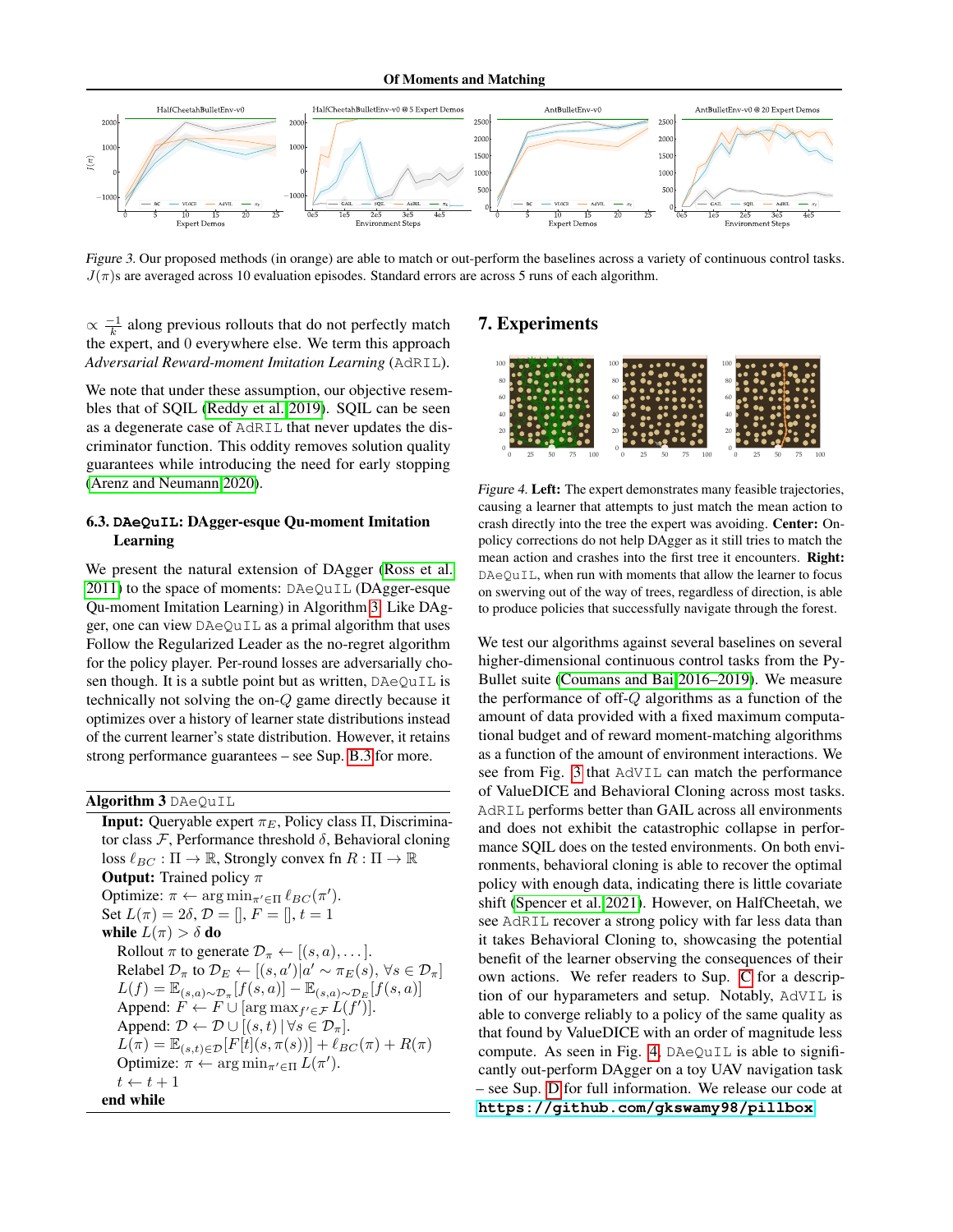*Figure 3.* Our proposed methods (in orange) are able to match or out-perform the baselines across a variety of continuous control tasks. $J(\pi)$s are averaged across 10 evaluation episodes. Standard errors are across 5 runs of each algorithm.

$\propto \frac{-1}{k}$ along previous rollouts that do not perfectly match the expert, and 0 everywhere else. We term this approach *Adversarial Reward-moment Imitation Learning* (AdRIL).

We note that under these assumption, our objective resembles that of SQIL (Reddy et al. 2019). SQIL can be seen as a degenerate case of AdRIL that never updates the discriminator function. This oddity removes solution quality guarantees while introducing the need for early stopping (Arenz and Neumann 2020).

### 6.3. DAeQuIL: DAgger-esque Qu-moment Imitation Learning

We present the natural extension of DAgger (Ross et al. 2011) to the space of moments: DAeQuIL (DAgger-esque Qu-moment Imitation Learning) in Algorithm 3. Like DAgger, one can view DAeQuIL as a primal algorithm that uses Follow the Regularized Leader as the no-regret algorithm for the policy player. Per-round losses are adversarially chosen though. It is a subtle point but as written, DAeQuIL is technically not solving the on-$Q$ game directly because it optimizes over a history of learner state distributions instead of the current learner's state distribution. However, it retains strong performance guarantees – see Sup. B.3 for more.

**Algorithm 3** DAeQuIL

**Input:** Queryable expert $\pi_E$, Policy class $\Pi$, Discriminator class $\mathcal{F}$, Performance threshold $\delta$, Behavioral cloning loss $\ell_{BC} : \Pi \rightarrow \mathbb{R}$, Strongly convex fn $R : \Pi \rightarrow \mathbb{R}$
**Output:** Trained policy $\pi$
Optimize: $\pi \leftarrow \arg\min_{\pi' \in \Pi} \ell_{BC}(\pi')$.
Set $L(\pi) = 2\delta$, $\mathcal{D} = []$, $F = []$, $t = 1$
**while** $L(\pi) > \delta$ **do**
  Rollout $\pi$ to generate $\mathcal{D}_\pi \leftarrow [(s, a), \dots]$.
  Relabel $\mathcal{D}_\pi$ to $\mathcal{D}_E \leftarrow [(s, a') | a' \sim \pi_E(s), \forall s \in \mathcal{D}_\pi]$
  $L(f) = \mathbb{E}_{(s,a)\sim\mathcal{D}_\pi}[f(s, a)] - \mathbb{E}_{(s,a)\sim\mathcal{D}_E}[f(s, a)]$
  Append: $F \leftarrow F \cup [\arg\max_{f' \in \mathcal{F}} L(f')]$.
  Append: $\mathcal{D} \leftarrow \mathcal{D} \cup [(s, t) \,|\, \forall s \in \mathcal{D}_\pi]$.
  $L(\pi) = \mathbb{E}_{(s,t)\in\mathcal{D}}[F[t](s, \pi(s))] + \ell_{BC}(\pi) + R(\pi)$
  Optimize: $\pi \leftarrow \arg\min_{\pi' \in \Pi} L(\pi')$.
  $t \leftarrow t + 1$
**end while**

## 7. Experiments

*Figure 4.* **Left:** The expert demonstrates many feasible trajectories, causing a learner that attempts to just match the mean action to crash directly into the tree the expert was avoiding. **Center:** On-policy corrections do not help DAgger as it still tries to match the mean action and crashes into the first tree it encounters. **Right:** DAeQuIL, when run with moments that allow the learner to focus on swerving out of the way of trees, regardless of direction, is able to produce policies that successfully navigate through the forest.

We test our algorithms against several baselines on several higher-dimensional continuous control tasks from the PyBullet suite (Coumans and Bai 2016–2019). We measure the performance of off-$Q$ algorithms as a function of the amount of data provided with a fixed maximum computational budget and of reward moment-matching algorithms as a function of the amount of environment interactions. We see from Fig. 3 that AdVIL can match the performance of ValueDICE and Behavioral Cloning across most tasks. AdRIL performs better than GAIL across all environments and does not exhibit the catastrophic collapse in performance SQIL does on the tested environments. On both environments, behavioral cloning is able to recover the optimal policy with enough data, indicating there is little covariate shift (Spencer et al. 2021). However, on HalfCheetah, we see AdRIL recover a strong policy with far less data than it takes Behavioral Cloning to, showcasing the potential benefit of the learner observing the consequences of their own actions. We refer readers to Sup. C for a description of our hyparameters and setup. Notably, AdVIL is able to converge reliably to a policy of the same quality as that found by ValueDICE with an order of magnitude less compute. As seen in Fig. 4, DAeQuIL is able to significantly out-perform DAgger on a toy UAV navigation task – see Sup. D for full information. We release our code at **https://github.com/gkswamy98/pillbox**.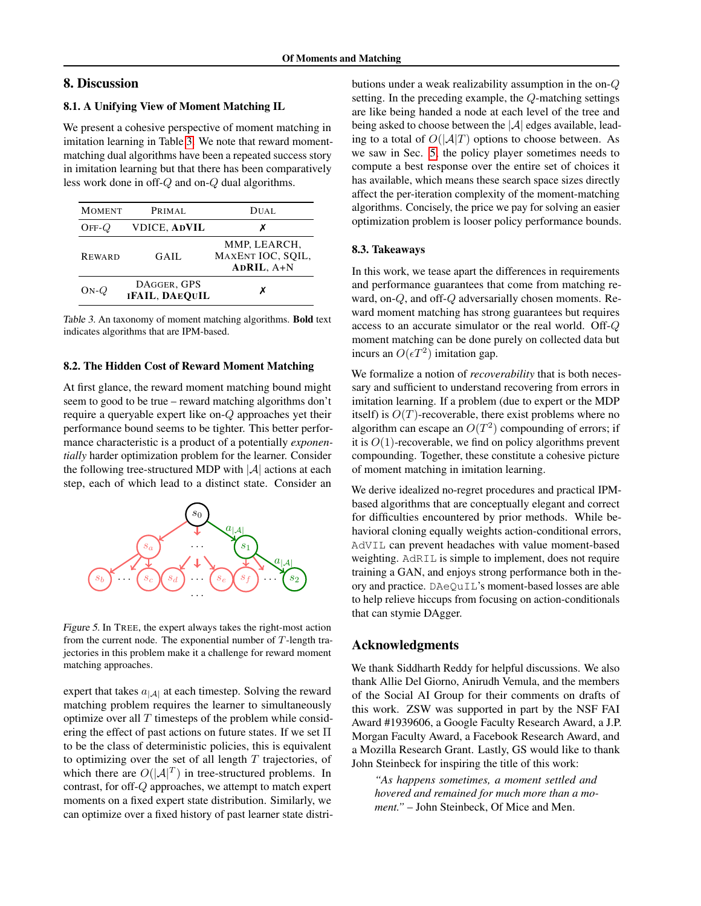## 8. Discussion

### 8.1. A Unifying View of Moment Matching IL

We present a cohesive perspective of moment matching in imitation learning in Table 3. We note that reward moment-matching dual algorithms have been a repeated success story in imitation learning but that there has been comparatively less work done in off-$Q$ and on-$Q$ dual algorithms.

| MOMENT | PRIMAL | DUAL |
|---|---|---|
| OFF-$Q$ | VDICE, **ADVIL** | ✗ |
| REWARD | GAIL | MMP, LEARCH, MAXENT IOC, SQIL, **ADRIL**, A+N |
| ON-$Q$ | DAGGER, GPS **IFAIL**, **DAEQUIL** | ✗ |

*Table 3.* An taxonomy of moment matching algorithms. **Bold** text indicates algorithms that are IPM-based.

### 8.2. The Hidden Cost of Reward Moment Matching

At first glance, the reward moment matching bound might seem to good to be true – reward matching algorithms don't require a queryable expert like on-$Q$ approaches yet their performance bound seems to be tighter. This better performance characteristic is a product of a potentially *exponentially* harder optimization problem for the learner. Consider the following tree-structured MDP with $|\mathcal{A}|$ actions at each step, each of which lead to a distinct state. Consider an expert that takes $a_{|\mathcal{A}|}$ at each timestep. Solving the reward matching problem requires the learner to simultaneously optimize over all $T$ timesteps of the problem while considering the effect of past actions on future states. If we set $\Pi$ to be the class of deterministic policies, this is equivalent to optimizing over the set of all length $T$ trajectories, of which there are $O(|\mathcal{A}|^T)$ in tree-structured problems. In contrast, for off-$Q$ approaches, we attempt to match expert moments on a fixed expert state distribution. Similarly, we can optimize over a fixed history of past learner state distributions under a weak realizability assumption in the on-$Q$ setting. In the preceding example, the $Q$-matching settings are like being handed a node at each level of the tree and being asked to choose between the $|\mathcal{A}|$ edges available, leading to a total of $O(|\mathcal{A}|T)$ options to choose between. As we saw in Sec. 5, the policy player sometimes needs to compute a best response over the entire set of choices it has available, which means these search space sizes directly affect the per-iteration complexity of the moment-matching algorithms. Concisely, the price we pay for solving an easier optimization problem is looser policy performance bounds.

*Figure 5.* In TREE, the expert always takes the right-most action from the current node. The exponential number of $T$-length trajectories in this problem make it a challenge for reward moment matching approaches.

### 8.3. Takeaways

In this work, we tease apart the differences in requirements and performance guarantees that come from matching reward, on-$Q$, and off-$Q$ adversarially chosen moments. Reward moment matching has strong guarantees but requires access to an accurate simulator or the real world. Off-$Q$ moment matching can be done purely on collected data but incurs an $O(\epsilon T^2)$ imitation gap.

We formalize a notion of *recoverability* that is both necessary and sufficient to understand recovering from errors in imitation learning. If a problem (due to expert or the MDP itself) is $O(T)$-recoverable, there exist problems where no algorithm can escape an $O(T^2)$ compounding of errors; if it is $O(1)$-recoverable, we find on policy algorithms prevent compounding. Together, these constitute a cohesive picture of moment matching in imitation learning.

We derive idealized no-regret procedures and practical IPM-based algorithms that are conceptually elegant and correct for difficulties encountered by prior methods. While behavioral cloning equally weights action-conditional errors, AdVIL can prevent headaches with value moment-based weighting. AdRIL is simple to implement, does not require training a GAN, and enjoys strong performance both in theory and practice. DAeQuIL's moment-based losses are able to help relieve hiccups from focusing on action-conditionals that can stymie DAgger.

## Acknowledgments

We thank Siddharth Reddy for helpful discussions. We also thank Allie Del Giorno, Anirudh Vemula, and the members of the Social AI Group for their comments on drafts of this work. ZSW was supported in part by the NSF FAI Award #1939606, a Google Faculty Research Award, a J.P. Morgan Faculty Award, a Facebook Research Award, and a Mozilla Research Grant. Lastly, GS would like to thank John Steinbeck for inspiring the title of this work:

> *"As happens sometimes, a moment settled and hovered and remained for much more than a moment."* – John Steinbeck, Of Mice and Men.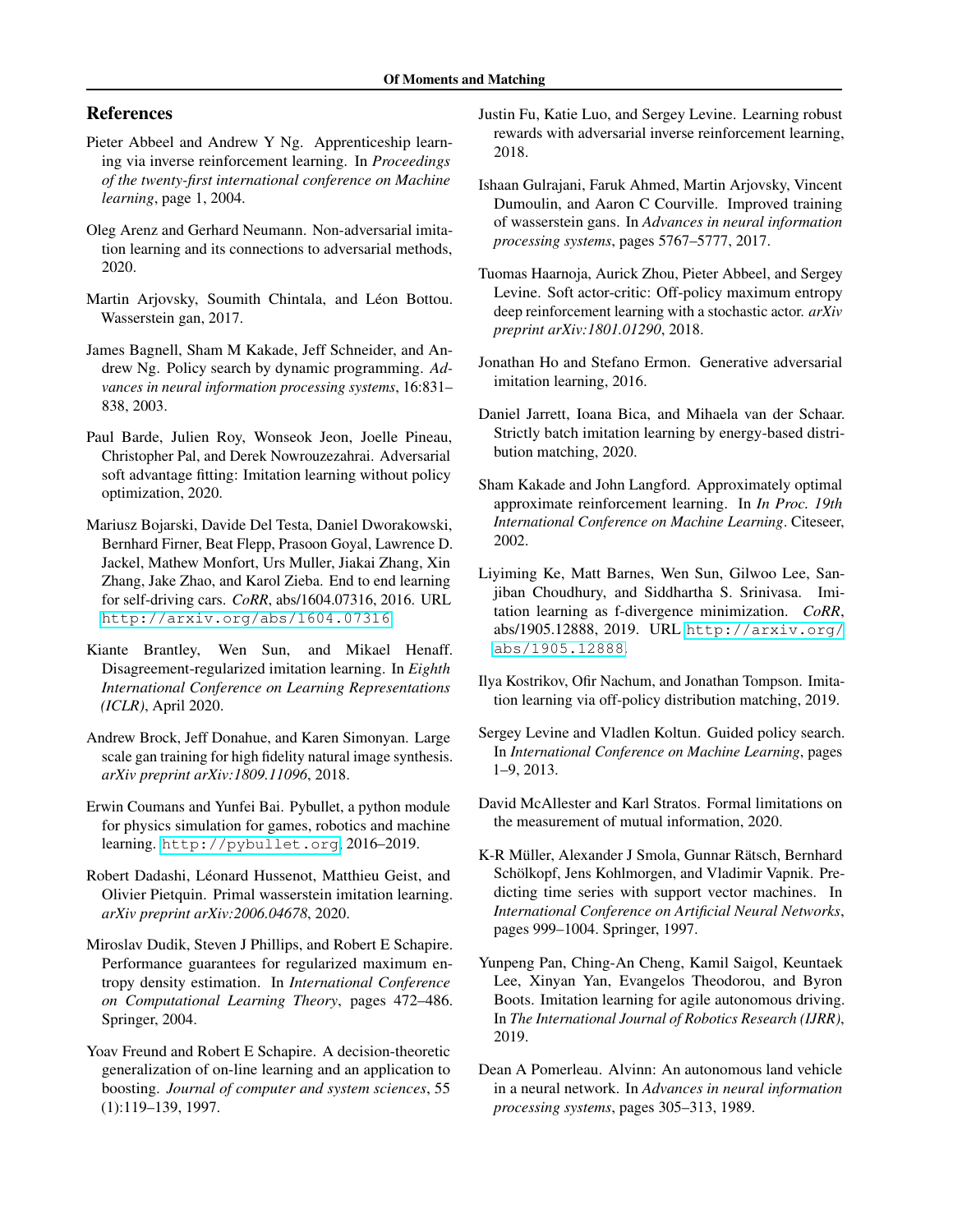## References

Pieter Abbeel and Andrew Y Ng. Apprenticeship learning via inverse reinforcement learning. In *Proceedings of the twenty-first international conference on Machine learning*, page 1, 2004.

Oleg Arenz and Gerhard Neumann. Non-adversarial imitation learning and its connections to adversarial methods, 2020.

Martin Arjovsky, Soumith Chintala, and Léon Bottou. Wasserstein gan, 2017.

James Bagnell, Sham M Kakade, Jeff Schneider, and Andrew Ng. Policy search by dynamic programming. *Advances in neural information processing systems*, 16:831–838, 2003.

Paul Barde, Julien Roy, Wonseok Jeon, Joelle Pineau, Christopher Pal, and Derek Nowrouzezahrai. Adversarial soft advantage fitting: Imitation learning without policy optimization, 2020.

Mariusz Bojarski, Davide Del Testa, Daniel Dworakowski, Bernhard Firner, Beat Flepp, Prasoon Goyal, Lawrence D. Jackel, Mathew Monfort, Urs Muller, Jiakai Zhang, Xin Zhang, Jake Zhao, and Karol Zieba. End to end learning for self-driving cars. *CoRR*, abs/1604.07316, 2016. URL http://arxiv.org/abs/1604.07316.

Kiante Brantley, Wen Sun, and Mikael Henaff. Disagreement-regularized imitation learning. In *Eighth International Conference on Learning Representations (ICLR)*, April 2020.

Andrew Brock, Jeff Donahue, and Karen Simonyan. Large scale gan training for high fidelity natural image synthesis. *arXiv preprint arXiv:1809.11096*, 2018.

Erwin Coumans and Yunfei Bai. Pybullet, a python module for physics simulation for games, robotics and machine learning. http://pybullet.org, 2016–2019.

Robert Dadashi, Léonard Hussenot, Matthieu Geist, and Olivier Pietquin. Primal wasserstein imitation learning. *arXiv preprint arXiv:2006.04678*, 2020.

Miroslav Dudik, Steven J Phillips, and Robert E Schapire. Performance guarantees for regularized maximum entropy density estimation. In *International Conference on Computational Learning Theory*, pages 472–486. Springer, 2004.

Yoav Freund and Robert E Schapire. A decision-theoretic generalization of on-line learning and an application to boosting. *Journal of computer and system sciences*, 55 (1):119–139, 1997.

Justin Fu, Katie Luo, and Sergey Levine. Learning robust rewards with adversarial inverse reinforcement learning, 2018.

Ishaan Gulrajani, Faruk Ahmed, Martin Arjovsky, Vincent Dumoulin, and Aaron C Courville. Improved training of wasserstein gans. In *Advances in neural information processing systems*, pages 5767–5777, 2017.

Tuomas Haarnoja, Aurick Zhou, Pieter Abbeel, and Sergey Levine. Soft actor-critic: Off-policy maximum entropy deep reinforcement learning with a stochastic actor. *arXiv preprint arXiv:1801.01290*, 2018.

Jonathan Ho and Stefano Ermon. Generative adversarial imitation learning, 2016.

Daniel Jarrett, Ioana Bica, and Mihaela van der Schaar. Strictly batch imitation learning by energy-based distribution matching, 2020.

Sham Kakade and John Langford. Approximately optimal approximate reinforcement learning. In *In Proc. 19th International Conference on Machine Learning*. Citeseer, 2002.

Liyiming Ke, Matt Barnes, Wen Sun, Gilwoo Lee, Sanjiban Choudhury, and Siddhartha S. Srinivasa. Imitation learning as f-divergence minimization. *CoRR*, abs/1905.12888, 2019. URL http://arxiv.org/abs/1905.12888.

Ilya Kostrikov, Ofir Nachum, and Jonathan Tompson. Imitation learning via off-policy distribution matching, 2019.

Sergey Levine and Vladlen Koltun. Guided policy search. In *International Conference on Machine Learning*, pages 1–9, 2013.

David McAllester and Karl Stratos. Formal limitations on the measurement of mutual information, 2020.

K-R Müller, Alexander J Smola, Gunnar Rätsch, Bernhard Schölkopf, Jens Kohlmorgen, and Vladimir Vapnik. Predicting time series with support vector machines. In *International Conference on Artificial Neural Networks*, pages 999–1004. Springer, 1997.

Yunpeng Pan, Ching-An Cheng, Kamil Saigol, Keuntaek Lee, Xinyan Yan, Evangelos Theodorou, and Byron Boots. Imitation learning for agile autonomous driving. In *The International Journal of Robotics Research (IJRR)*, 2019.

Dean A Pomerleau. Alvinn: An autonomous land vehicle in a neural network. In *Advances in neural information processing systems*, pages 305–313, 1989.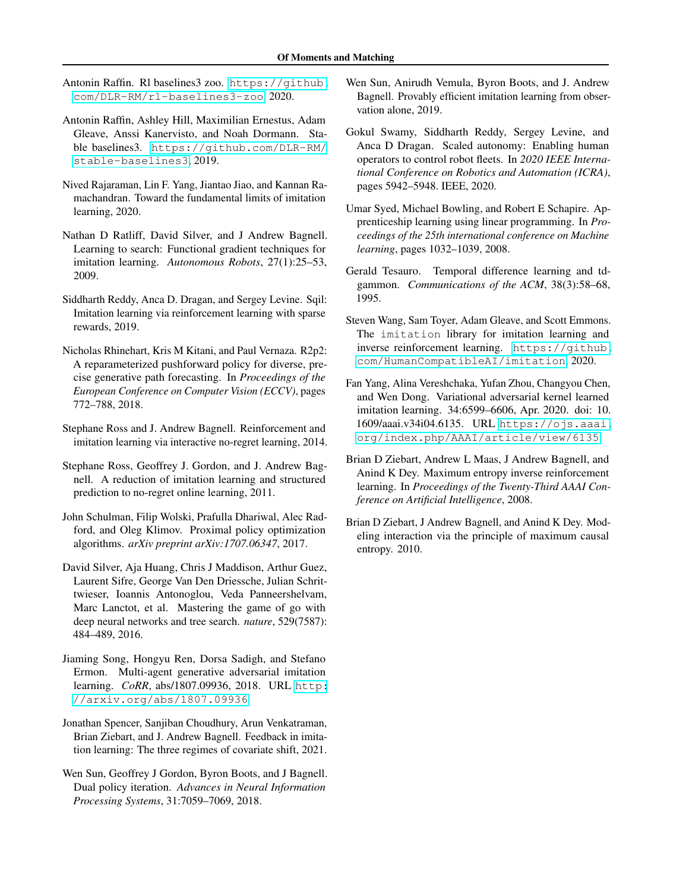Antonin Raffin. Rl baselines3 zoo. https://github.com/DLR-RM/rl-baselines3-zoo, 2020.

Antonin Raffin, Ashley Hill, Maximilian Ernestus, Adam Gleave, Anssi Kanervisto, and Noah Dormann. Stable baselines3. https://github.com/DLR-RM/stable-baselines3, 2019.

Nived Rajaraman, Lin F. Yang, Jiantao Jiao, and Kannan Ramachandran. Toward the fundamental limits of imitation learning, 2020.

Nathan D Ratliff, David Silver, and J Andrew Bagnell. Learning to search: Functional gradient techniques for imitation learning. *Autonomous Robots*, 27(1):25–53, 2009.

Siddharth Reddy, Anca D. Dragan, and Sergey Levine. Sqil: Imitation learning via reinforcement learning with sparse rewards, 2019.

Nicholas Rhinehart, Kris M Kitani, and Paul Vernaza. R2p2: A reparameterized pushforward policy for diverse, precise generative path forecasting. In *Proceedings of the European Conference on Computer Vision (ECCV)*, pages 772–788, 2018.

Stephane Ross and J. Andrew Bagnell. Reinforcement and imitation learning via interactive no-regret learning, 2014.

Stephane Ross, Geoffrey J. Gordon, and J. Andrew Bagnell. A reduction of imitation learning and structured prediction to no-regret online learning, 2011.

John Schulman, Filip Wolski, Prafulla Dhariwal, Alec Radford, and Oleg Klimov. Proximal policy optimization algorithms. *arXiv preprint arXiv:1707.06347*, 2017.

David Silver, Aja Huang, Chris J Maddison, Arthur Guez, Laurent Sifre, George Van Den Driessche, Julian Schrittwieser, Ioannis Antonoglou, Veda Panneershelvam, Marc Lanctot, et al. Mastering the game of go with deep neural networks and tree search. *nature*, 529(7587): 484–489, 2016.

Jiaming Song, Hongyu Ren, Dorsa Sadigh, and Stefano Ermon. Multi-agent generative adversarial imitation learning. *CoRR*, abs/1807.09936, 2018. URL http://arxiv.org/abs/1807.09936.

Jonathan Spencer, Sanjiban Choudhury, Arun Venkatraman, Brian Ziebart, and J. Andrew Bagnell. Feedback in imitation learning: The three regimes of covariate shift, 2021.

Wen Sun, Geoffrey J Gordon, Byron Boots, and J Bagnell. Dual policy iteration. *Advances in Neural Information Processing Systems*, 31:7059–7069, 2018.

Wen Sun, Anirudh Vemula, Byron Boots, and J. Andrew Bagnell. Provably efficient imitation learning from observation alone, 2019.

Gokul Swamy, Siddharth Reddy, Sergey Levine, and Anca D Dragan. Scaled autonomy: Enabling human operators to control robot fleets. In *2020 IEEE International Conference on Robotics and Automation (ICRA)*, pages 5942–5948. IEEE, 2020.

Umar Syed, Michael Bowling, and Robert E Schapire. Apprenticeship learning using linear programming. In *Proceedings of the 25th international conference on Machine learning*, pages 1032–1039, 2008.

Gerald Tesauro. Temporal difference learning and td-gammon. *Communications of the ACM*, 38(3):58–68, 1995.

Steven Wang, Sam Toyer, Adam Gleave, and Scott Emmons. The `imitation` library for imitation learning and inverse reinforcement learning. https://github.com/HumanCompatibleAI/imitation, 2020.

Fan Yang, Alina Vereshchaka, Yufan Zhou, Changyou Chen, and Wen Dong. Variational adversarial kernel learned imitation learning. 34:6599–6606, Apr. 2020. doi: 10.1609/aaai.v34i04.6135. URL https://ojs.aaai.org/index.php/AAAI/article/view/6135.

Brian D Ziebart, Andrew L Maas, J Andrew Bagnell, and Anind K Dey. Maximum entropy inverse reinforcement learning. In *Proceedings of the Twenty-Third AAAI Conference on Artificial Intelligence*, 2008.

Brian D Ziebart, J Andrew Bagnell, and Anind K Dey. Modeling interaction via the principle of maximum causal entropy. 2010.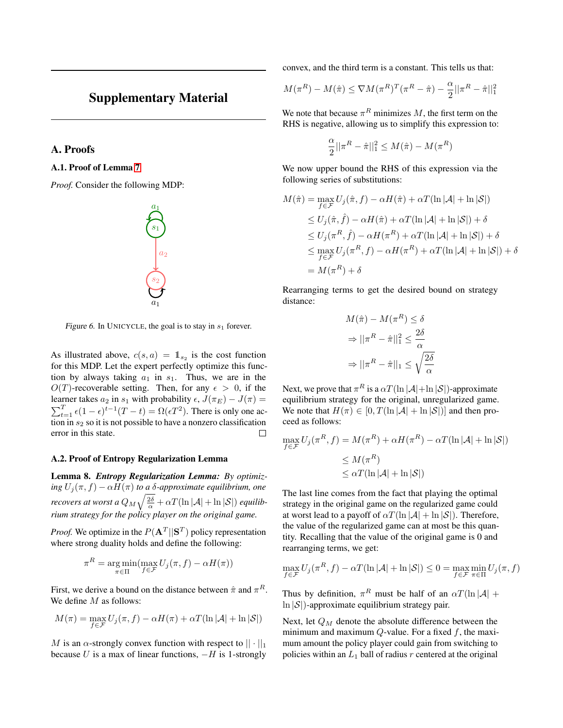# Supplementary Material

## A. Proofs

### A.1. Proof of Lemma 7

*Proof.* Consider the following MDP:

*Figure 6.* In UNICYCLE, the goal is to stay in $s_1$ forever.

As illustrated above, $c(s, a) = \mathbb{1}_{s_2}$ is the cost function for this MDP. Let the expert perfectly optimize this function by always taking $a_1$ in $s_1$. Thus, we are in the $O(T)$-recoverable setting. Then, for any $\epsilon > 0$, if the learner takes $a_2$ in $s_1$ with probability $\epsilon$, $J(\pi_E) - J(\pi) = \sum_{t=1}^{T} \epsilon(1-\epsilon)^{t-1}(T-t) = \Omega(\epsilon T^2)$. There is only one action in $s_2$ so it is not possible to have a nonzero classification error in this state. □

### A.2. Proof of Entropy Regularization Lemma

**Lemma 8.** ***Entropy Regularization Lemma:*** *By optimizing $U_j(\pi, f) - \alpha H(\pi)$ to a $\delta$-approximate equilibrium, one recovers at worst a $Q_M\sqrt{\frac{2\delta}{\alpha}} + \alpha T(\ln|\mathcal{A}| + \ln|\mathcal{S}|)$ equilibrium strategy for the policy player on the original game.*

*Proof.* We optimize in the $P(\mathbf{A}^T || \mathbf{S}^T)$ policy representation where strong duality holds and define the following:

$$\pi^R = \arg\min_{\pi \in \Pi}(\max_{f \in \mathcal{F}} U_j(\pi, f) - \alpha H(\pi))$$

First, we derive a bound on the distance between $\hat{\pi}$ and $\pi^R$. We define $M$ as follows:

$$M(\pi) = \max_{f \in \mathcal{F}} U_j(\pi, f) - \alpha H(\pi) + \alpha T(\ln|\mathcal{A}| + \ln|\mathcal{S}|)$$

$M$ is an $\alpha$-strongly convex function with respect to $||\cdot||_1$ because $U$ is a max of linear functions, $-H$ is 1-strongly convex, and the third term is a constant. This tells us that:

$$M(\pi^R) - M(\hat{\pi}) \leq \nabla M(\pi^R)^T(\pi^R - \hat{\pi}) - \frac{\alpha}{2}||\pi^R - \hat{\pi}||_1^2$$

We note that because $\pi^R$ minimizes $M$, the first term on the RHS is negative, allowing us to simplify this expression to:

$$\frac{\alpha}{2}||\pi^R - \hat{\pi}||_1^2 \leq M(\hat{\pi}) - M(\pi^R)$$

We now upper bound the RHS of this expression via the following series of substitutions:

$$\begin{aligned}
M(\hat{\pi}) &= \max_{f \in \mathcal{F}} U_j(\hat{\pi}, f) - \alpha H(\hat{\pi}) + \alpha T(\ln|\mathcal{A}| + \ln|\mathcal{S}|) \\
&\leq U_j(\hat{\pi}, \hat{f}) - \alpha H(\hat{\pi}) + \alpha T(\ln|\mathcal{A}| + \ln|\mathcal{S}|) + \delta \\
&\leq U_j(\pi^R, \hat{f}) - \alpha H(\pi^R) + \alpha T(\ln|\mathcal{A}| + \ln|\mathcal{S}|) + \delta \\
&\leq \max_{f \in \mathcal{F}} U_j(\pi^R, f) - \alpha H(\pi^R) + \alpha T(\ln|\mathcal{A}| + \ln|\mathcal{S}|) + \delta \\
&= M(\pi^R) + \delta
\end{aligned}$$

Rearranging terms to get the desired bound on strategy distance:

$$\begin{aligned}
&M(\hat{\pi}) - M(\pi^R) \leq \delta \\
&\Rightarrow ||\pi^R - \hat{\pi}||_1^2 \leq \frac{2\delta}{\alpha} \\
&\Rightarrow ||\pi^R - \hat{\pi}||_1 \leq \sqrt{\frac{2\delta}{\alpha}}
\end{aligned}$$

Next, we prove that $\pi^R$ is a $\alpha T(\ln|\mathcal{A}| + \ln|\mathcal{S}|)$-approximate equilibrium strategy for the original, unregularized game. We note that $H(\pi) \in [0, T(\ln|\mathcal{A}| + \ln|\mathcal{S}|)]$ and then proceed as follows:

$$\begin{aligned}
\max_{f \in \mathcal{F}} U_j(\pi^R, f) &= M(\pi^R) + \alpha H(\pi^R) - \alpha T(\ln|\mathcal{A}| + \ln|\mathcal{S}|) \\
&\leq M(\pi^R) \\
&\leq \alpha T(\ln|\mathcal{A}| + \ln|\mathcal{S}|)
\end{aligned}$$

The last line comes from the fact that playing the optimal strategy in the original game on the regularized game could at worst lead to a payoff of $\alpha T(\ln|\mathcal{A}| + \ln|\mathcal{S}|)$. Therefore, the value of the regularized game can at most be this quantity. Recalling that the value of the original game is 0 and rearranging terms, we get:

$$\max_{f \in \mathcal{F}} U_j(\pi^R, f) - \alpha T(\ln|\mathcal{A}| + \ln|\mathcal{S}|) \leq 0 = \max_{f \in \mathcal{F}} \min_{\pi \in \Pi} U_j(\pi, f)$$

Thus by definition, $\pi^R$ must be half of an $\alpha T(\ln|\mathcal{A}| + \ln|\mathcal{S}|)$-approximate equilibrium strategy pair.

Next, let $Q_M$ denote the absolute difference between the minimum and maximum $Q$-value. For a fixed $f$, the maximum amount the policy player could gain from switching to policies within an $L_1$ ball of radius $r$ centered at the original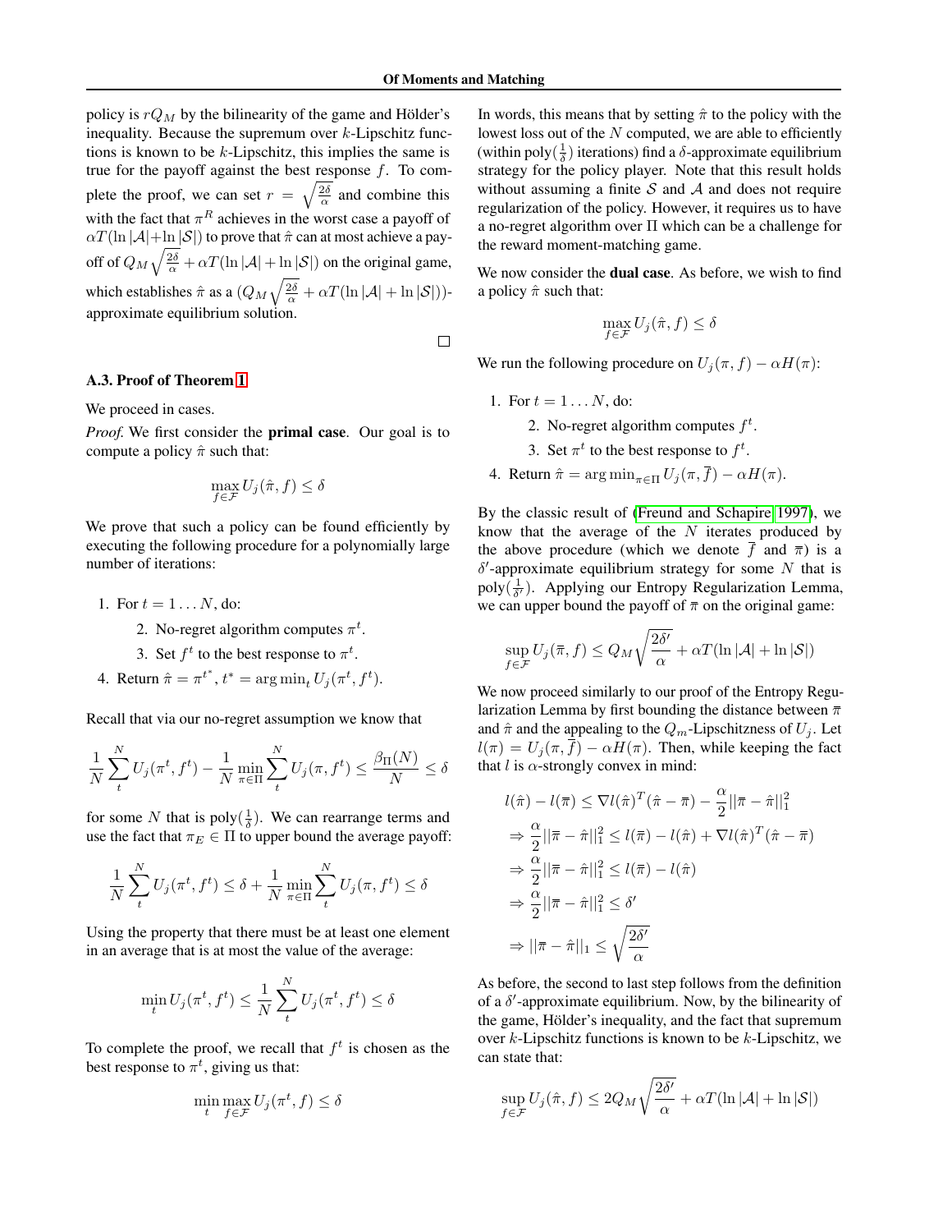policy is $rQ_M$ by the bilinearity of the game and Hölder's inequality. Because the supremum over $k$-Lipschitz functions is known to be $k$-Lipschitz, this implies the same is true for the payoff against the best response $f$. To complete the proof, we can set $r = \sqrt{\frac{2\delta}{\alpha}}$ and combine this with the fact that $\pi^R$ achieves in the worst case a payoff of $\alpha T(\ln |\mathcal{A}| + \ln |\mathcal{S}|)$ to prove that $\hat{\pi}$ can at most achieve a payoff of $Q_M \sqrt{\frac{2\delta}{\alpha}} + \alpha T(\ln |\mathcal{A}| + \ln |\mathcal{S}|)$ on the original game, which establishes $\hat{\pi}$ as a $(Q_M \sqrt{\frac{2\delta}{\alpha}} + \alpha T(\ln |\mathcal{A}| + \ln |\mathcal{S}|))$-approximate equilibrium solution.

□

### A.3. Proof of Theorem 1

We proceed in cases.

*Proof.* We first consider the **primal case**. Our goal is to compute a policy $\hat{\pi}$ such that:

$$\max_{f \in \mathcal{F}} U_j(\hat{\pi}, f) \leq \delta$$

We prove that such a policy can be found efficiently by executing the following procedure for a polynomially large number of iterations:

1. For $t = 1 \ldots N$, do:
   2. No-regret algorithm computes $\pi^t$.
   3. Set $f^t$ to the best response to $\pi^t$.
4. Return $\hat{\pi} = \pi^{t^*}$, $t^* = \arg\min_t U_j(\pi^t, f^t)$.

Recall that via our no-regret assumption we know that

$$\frac{1}{N} \sum_t^N U_j(\pi^t, f^t) - \frac{1}{N} \min_{\pi \in \Pi} \sum_t^N U_j(\pi, f^t) \leq \frac{\beta_\Pi(N)}{N} \leq \delta$$

for some $N$ that is $\text{poly}(\frac{1}{\delta})$. We can rearrange terms and use the fact that $\pi_E \in \Pi$ to upper bound the average payoff:

$$\frac{1}{N} \sum_t^N U_j(\pi^t, f^t) \leq \delta + \frac{1}{N} \min_{\pi \in \Pi} \sum_t^N U_j(\pi, f^t) \leq \delta$$

Using the property that there must be at least one element in an average that is at most the value of the average:

$$\min_t U_j(\pi^t, f^t) \leq \frac{1}{N} \sum_t^N U_j(\pi^t, f^t) \leq \delta$$

To complete the proof, we recall that $f^t$ is chosen as the best response to $\pi^t$, giving us that:

$$\min_t \max_{f \in \mathcal{F}} U_j(\pi^t, f) \leq \delta$$

In words, this means that by setting $\hat{\pi}$ to the policy with the lowest loss out of the $N$ computed, we are able to efficiently (within $\text{poly}(\frac{1}{\delta})$ iterations) find a $\delta$-approximate equilibrium strategy for the policy player. Note that this result holds without assuming a finite $\mathcal{S}$ and $\mathcal{A}$ and does not require regularization of the policy. However, it requires us to have a no-regret algorithm over $\Pi$ which can be a challenge for the reward moment-matching game.

We now consider the **dual case**. As before, we wish to find a policy $\hat{\pi}$ such that:

$$\max_{f \in \mathcal{F}} U_j(\hat{\pi}, f) \leq \delta$$

We run the following procedure on $U_j(\pi, f) - \alpha H(\pi)$:

1. For $t = 1 \ldots N$, do:
   2. No-regret algorithm computes $f^t$.
   3. Set $\pi^t$ to the best response to $f^t$.
4. Return $\hat{\pi} = \arg\min_{\pi \in \Pi} U_j(\pi, \overline{f}) - \alpha H(\pi)$.

By the classic result of (Freund and Schapire 1997), we know that the average of the $N$ iterates produced by the above procedure (which we denote $\overline{f}$ and $\overline{\pi}$) is a $\delta'$-approximate equilibrium strategy for some $N$ that is $\text{poly}(\frac{1}{\delta'})$. Applying our Entropy Regularization Lemma, we can upper bound the payoff of $\overline{\pi}$ on the original game:

$$\sup_{f \in \mathcal{F}} U_j(\overline{\pi}, f) \leq Q_M \sqrt{\frac{2\delta'}{\alpha}} + \alpha T(\ln |\mathcal{A}| + \ln |\mathcal{S}|)$$

We now proceed similarly to our proof of the Entropy Regularization Lemma by first bounding the distance between $\overline{\pi}$ and $\hat{\pi}$ and the appealing to the $Q_m$-Lipschitzness of $U_j$. Let $l(\pi) = U_j(\pi, \overline{f}) - \alpha H(\pi)$. Then, while keeping the fact that $l$ is $\alpha$-strongly convex in mind:

$$\begin{aligned}
& l(\hat{\pi}) - l(\overline{\pi}) \leq \nabla l(\hat{\pi})^T (\hat{\pi} - \overline{\pi}) - \frac{\alpha}{2} ||\overline{\pi} - \hat{\pi}||_1^2 \\
& \Rightarrow \frac{\alpha}{2} ||\overline{\pi} - \hat{\pi}||_1^2 \leq l(\overline{\pi}) - l(\hat{\pi}) + \nabla l(\hat{\pi})^T (\hat{\pi} - \overline{\pi}) \\
& \Rightarrow \frac{\alpha}{2} ||\overline{\pi} - \hat{\pi}||_1^2 \leq l(\overline{\pi}) - l(\hat{\pi}) \\
& \Rightarrow \frac{\alpha}{2} ||\overline{\pi} - \hat{\pi}||_1^2 \leq \delta' \\
& \Rightarrow ||\overline{\pi} - \hat{\pi}||_1 \leq \sqrt{\frac{2\delta'}{\alpha}}
\end{aligned}$$

As before, the second to last step follows from the definition of a $\delta'$-approximate equilibrium. Now, by the bilinearity of the game, Hölder's inequality, and the fact that supremum over $k$-Lipschitz functions is known to be $k$-Lipschitz, we can state that:

$$\sup_{f \in \mathcal{F}} U_j(\hat{\pi}, f) \leq 2Q_M \sqrt{\frac{2\delta'}{\alpha}} + \alpha T(\ln |\mathcal{A}| + \ln |\mathcal{S}|)$$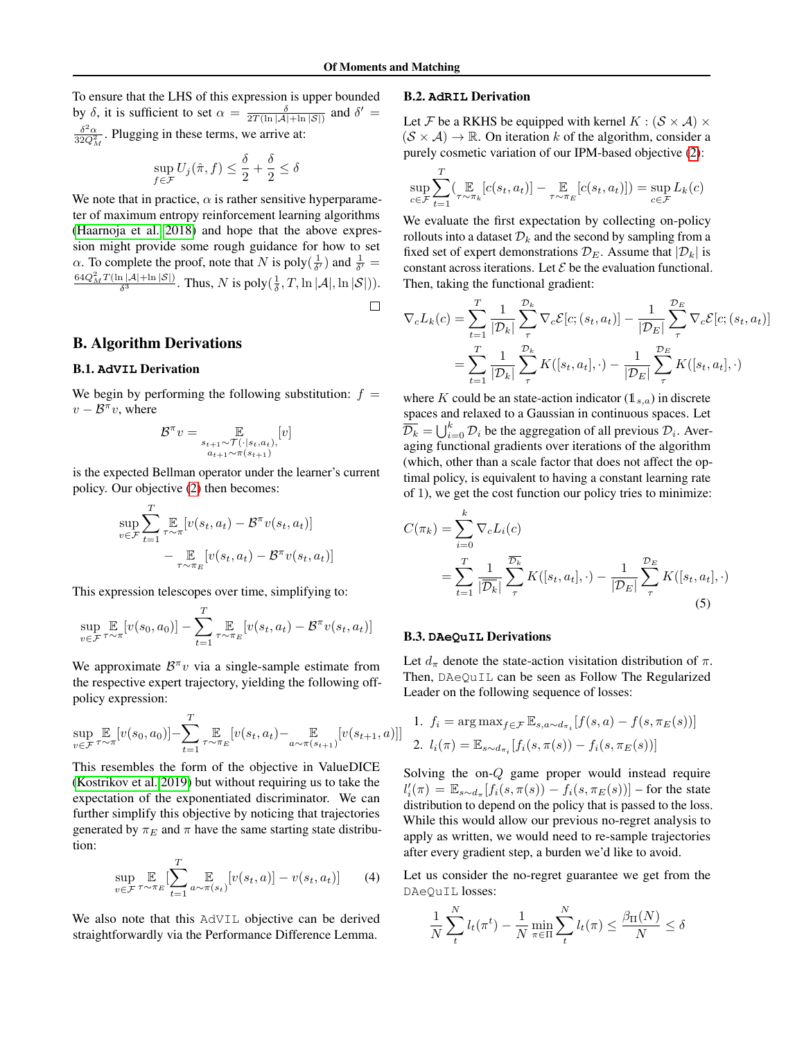To ensure that the LHS of this expression is upper bounded by $\delta$, it is sufficient to set $\alpha = \frac{\delta}{2T(\ln|\mathcal{A}|+\ln|\mathcal{S}|)}$ and $\delta' = \frac{\delta^2 \alpha}{32 Q_M^2}$. Plugging in these terms, we arrive at:

$$\sup_{f \in \mathcal{F}} U_j(\hat{\pi}, f) \leq \frac{\delta}{2} + \frac{\delta}{2} \leq \delta$$

We note that in practice, $\alpha$ is rather sensitive hyperparameter of maximum entropy reinforcement learning algorithms (Haarnoja et al., 2018) and hope that the above expression might provide some rough guidance for how to set $\alpha$. To complete the proof, note that $N$ is $\text{poly}(\frac{1}{\delta'})$ and $\frac{1}{\delta'} = \frac{64 Q_M^2 T(\ln|\mathcal{A}|+\ln|\mathcal{S}|)}{\delta^3}$. Thus, $N$ is $\text{poly}(\frac{1}{\delta}, T, \ln|\mathcal{A}|, \ln|\mathcal{S}|)$). □

## B. Algorithm Derivations

### B.1. AdVIL Derivation

We begin by performing the following substitution: $f = v - \mathcal{B}^\pi v$, where

$$\mathcal{B}^\pi v = \mathop{\mathbb{E}}_{\substack{s_{t+1} \sim \mathcal{T}(\cdot|s_t, a_t), \\ a_{t+1} \sim \pi(s_{t+1})}} [v]$$

is the expected Bellman operator under the learner's current policy. Our objective (2) then becomes:

$$\sup_{v \in \mathcal{F}} \sum_{t=1}^{T} \mathop{\mathbb{E}}_{\tau \sim \pi} [v(s_t, a_t) - \mathcal{B}^\pi v(s_t, a_t)] - \mathop{\mathbb{E}}_{\tau \sim \pi_E} [v(s_t, a_t) - \mathcal{B}^\pi v(s_t, a_t)]$$

This expression telescopes over time, simplifying to:

$$\sup_{v \in \mathcal{F}} \mathop{\mathbb{E}}_{\tau \sim \pi} [v(s_0, a_0)] - \sum_{t=1}^{T} \mathop{\mathbb{E}}_{\tau \sim \pi_E} [v(s_t, a_t) - \mathcal{B}^\pi v(s_t, a_t)]$$

We approximate $\mathcal{B}^\pi v$ via a single-sample estimate from the respective expert trajectory, yielding the following off-policy expression:

$$\sup_{v \in \mathcal{F}} \mathop{\mathbb{E}}_{\tau \sim \pi} [v(s_0, a_0)] - \sum_{t=1}^{T} \mathop{\mathbb{E}}_{\tau \sim \pi_E} [v(s_t, a_t) - \mathop{\mathbb{E}}_{a \sim \pi(s_{t+1})} [v(s_{t+1}, a)]]$$

This resembles the form of the objective in ValueDICE (Kostrikov et al., 2019) but without requiring us to take the expectation of the exponentiated discriminator. We can further simplify this objective by noticing that trajectories generated by $\pi_E$ and $\pi$ have the same starting state distribution:

$$\sup_{v \in \mathcal{F}} \mathop{\mathbb{E}}_{\tau \sim \pi_E} [\sum_{t=1}^{T} \mathop{\mathbb{E}}_{a \sim \pi(s_t)} [v(s_t, a)] - v(s_t, a_t)] \tag{4}$$

We also note that this AdVIL objective can be derived straightforwardly via the Performance Difference Lemma.

### B.2. AdRIL Derivation

Let $\mathcal{F}$ be a RKHS be equipped with kernel $K : (\mathcal{S} \times \mathcal{A}) \times (\mathcal{S} \times \mathcal{A}) \to \mathbb{R}$. On iteration $k$ of the algorithm, consider a purely cosmetic variation of our IPM-based objective (2):

$$\sup_{c \in \mathcal{F}} \sum_{t=1}^{T} (\mathop{\mathbb{E}}_{\tau \sim \pi_k} [c(s_t, a_t)] - \mathop{\mathbb{E}}_{\tau \sim \pi_E} [c(s_t, a_t)]) = \sup_{c \in \mathcal{F}} L_k(c)$$

We evaluate the first expectation by collecting on-policy rollouts into a dataset $\mathcal{D}_k$ and the second by sampling from a fixed set of expert demonstrations $\mathcal{D}_E$. Assume that $|\mathcal{D}_k|$ is constant across iterations. Let $\mathcal{E}$ be the evaluation functional. Then, taking the functional gradient:

$$\begin{aligned}
\nabla_c L_k(c) &= \sum_{t=1}^{T} \frac{1}{|\mathcal{D}_k|} \sum_{\tau}^{\mathcal{D}_k} \nabla_c \mathcal{E}[c; (s_t, a_t)] - \frac{1}{|\mathcal{D}_E|} \sum_{\tau}^{\mathcal{D}_E} \nabla_c \mathcal{E}[c; (s_t, a_t)] \\
&= \sum_{t=1}^{T} \frac{1}{|\mathcal{D}_k|} \sum_{\tau}^{\mathcal{D}_k} K([s_t, a_t], \cdot) - \frac{1}{|\mathcal{D}_E|} \sum_{\tau}^{\mathcal{D}_E} K([s_t, a_t], \cdot)
\end{aligned}$$

where $K$ could be an state-action indicator ($\mathbb{1}_{s,a}$) in discrete spaces and relaxed to a Gaussian in continuous spaces. Let $\overline{\mathcal{D}_k} = \bigcup_{i=0}^{k} \mathcal{D}_i$ be the aggregation of all previous $\mathcal{D}_i$. Averaging functional gradients over iterations of the algorithm (which, other than a scale factor that does not affect the optimal policy, is equivalent to having a constant learning rate of 1), we get the cost function our policy tries to minimize:

$$\begin{aligned}
C(\pi_k) &= \sum_{i=0}^{k} \nabla_c L_i(c) \\
&= \sum_{t=1}^{T} \frac{1}{|\overline{\mathcal{D}_k}|} \sum_{\tau}^{\overline{\mathcal{D}_k}} K([s_t, a_t], \cdot) - \frac{1}{|\mathcal{D}_E|} \sum_{\tau}^{\mathcal{D}_E} K([s_t, a_t], \cdot)
\end{aligned} \tag{5}$$

### B.3. DAeQuIL Derivations

Let $d_\pi$ denote the state-action visitation distribution of $\pi$. Then, DAeQuIL can be seen as Follow The Regularized Leader on the following sequence of losses:

1. $f_i = \arg\max_{f \in \mathcal{F}} \mathbb{E}_{s,a \sim d_{\pi_i}} [f(s, a) - f(s, \pi_E(s))]$
2. $l_i(\pi) = \mathbb{E}_{s \sim d_{\pi_i}} [f_i(s, \pi(s)) - f_i(s, \pi_E(s))]$

Solving the on-$Q$ game proper would instead require $l_i'(\pi) = \mathbb{E}_{s \sim d_\pi} [f_i(s, \pi(s)) - f_i(s, \pi_E(s))]$ – for the state distribution to depend on the policy that is passed to the loss. While this would allow our previous no-regret analysis to apply as written, we would need to re-sample trajectories after every gradient step, a burden we'd like to avoid.

Let us consider the no-regret guarantee we get from the DAeQuIL losses:

$$\frac{1}{N} \sum_{t}^{N} l_t(\pi^t) - \frac{1}{N} \min_{\pi \in \Pi} \sum_{t}^{N} l_t(\pi) \leq \frac{\beta_\Pi(N)}{N} \leq \delta$$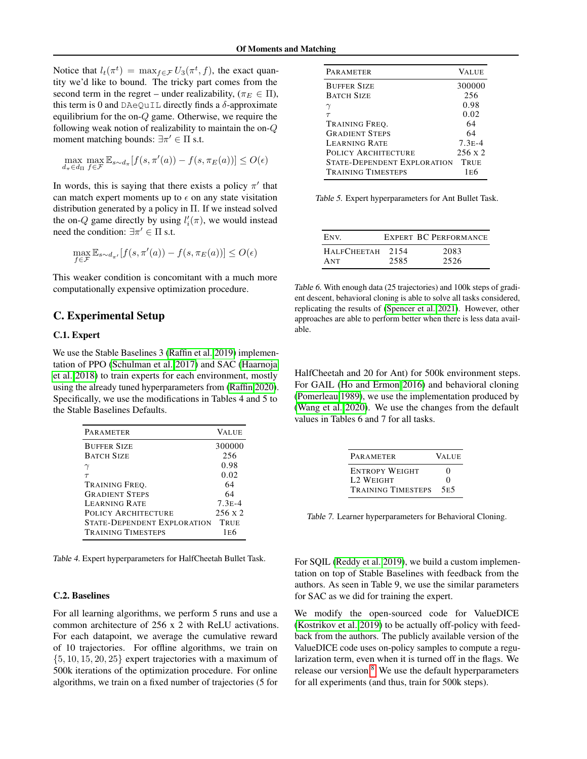Notice that $l_t(\pi^t) = \max_{f \in \mathcal{F}} U_3(\pi^t, f)$, the exact quantity we'd like to bound. The tricky part comes from the second term in the regret – under realizability, ($\pi_E \in \Pi$), this term is 0 and `DAeQuIL` directly finds a $\delta$-approximate equilibrium for the on-$Q$ game. Otherwise, we require the following weak notion of realizability to maintain the on-$Q$ moment matching bounds: $\exists \pi' \in \Pi$ s.t.

$$\max_{d_\pi \in d_\Pi} \max_{f \in \mathcal{F}} \mathbb{E}_{s \sim d_\pi}[f(s, \pi'(a)) - f(s, \pi_E(a))] \leq O(\epsilon)$$

In words, this is saying that there exists a policy $\pi'$ that can match expert moments up to $\epsilon$ on any state visitation distribution generated by a policy in $\Pi$. If we instead solved the on-$Q$ game directly by using $l_i'(\pi)$, we would instead need the condition: $\exists \pi' \in \Pi$ s.t.

$$\max_{f \in \mathcal{F}} \mathbb{E}_{s \sim d_{\pi'}}[f(s, \pi'(a)) - f(s, \pi_E(a))] \leq O(\epsilon)$$

This weaker condition is concomitant with a much more computationally expensive optimization procedure.

## C. Experimental Setup

### C.1. Expert

We use the Stable Baselines 3 (Raffin et al., 2019) implementation of PPO (Schulman et al., 2017) and SAC (Haarnoja et al., 2018) to train experts for each environment, mostly using the already tuned hyperparameters from (Raffin, 2020). Specifically, we use the modifications in Tables 4 and 5 to the Stable Baselines Defaults.

| Parameter | Value |
|---|---|
| Buffer Size | 300000 |
| Batch Size | 256 |
| $\gamma$ | 0.98 |
| $\tau$ | 0.02 |
| Training Freq. | 64 |
| Gradient Steps | 64 |
| Learning Rate | 7.3e-4 |
| Policy Architecture | 256 x 2 |
| State-Dependent Exploration | True |
| Training Timesteps | 1e6 |

*Table 4.* Expert hyperparameters for HalfCheetah Bullet Task.

| Parameter | Value |
|---|---|
| Buffer Size | 300000 |
| Batch Size | 256 |
| $\gamma$ | 0.98 |
| $\tau$ | 0.02 |
| Training Freq. | 64 |
| Gradient Steps | 64 |
| Learning Rate | 7.3e-4 |
| Policy Architecture | 256 x 2 |
| State-Dependent Exploration | True |
| Training Timesteps | 1e6 |

*Table 5.* Expert hyperparameters for Ant Bullet Task.

| Env. | Expert | BC Performance |
|---|---|---|
| HalfCheetah | 2154 | 2083 |
| Ant | 2585 | 2526 |

*Table 6.* With enough data (25 trajectories) and 100k steps of gradient descent, behavioral cloning is able to solve all tasks considered, replicating the results of (Spencer et al., 2021). However, other approaches are able to perform better when there is less data available.

### C.2. Baselines

For all learning algorithms, we perform 5 runs and use a common architecture of 256 x 2 with ReLU activations. For each datapoint, we average the cumulative reward of 10 trajectories. For offline algorithms, we train on $\{5, 10, 15, 20, 25\}$ expert trajectories with a maximum of 500k iterations of the optimization procedure. For online algorithms, we train on a fixed number of trajectories (5 for HalfCheetah and 20 for Ant) for 500k environment steps. For GAIL (Ho and Ermon, 2016) and behavioral cloning (Pomerleau, 1989), we use the implementation produced by (Wang et al., 2020). We use the changes from the default values in Tables 6 and 7 for all tasks.

| Parameter | Value |
|---|---|
| Entropy Weight | 0 |
| L2 Weight | 0 |
| Training Timesteps | 5e5 |

*Table 7.* Learner hyperparameters for Behavioral Cloning.

For SQIL (Reddy et al., 2019), we build a custom implementation on top of Stable Baselines with feedback from the authors. As seen in Table 9, we use the similar parameters for SAC as we did for training the expert.

We modify the open-sourced code for ValueDICE (Kostrikov et al., 2019) to be actually off-policy with feedback from the authors. The publicly available version of the ValueDICE code uses on-policy samples to compute a regularization term, even when it is turned off in the flags. We release our version.[8] We use the default hyperparameters for all experiments (and thus, train for 500k steps).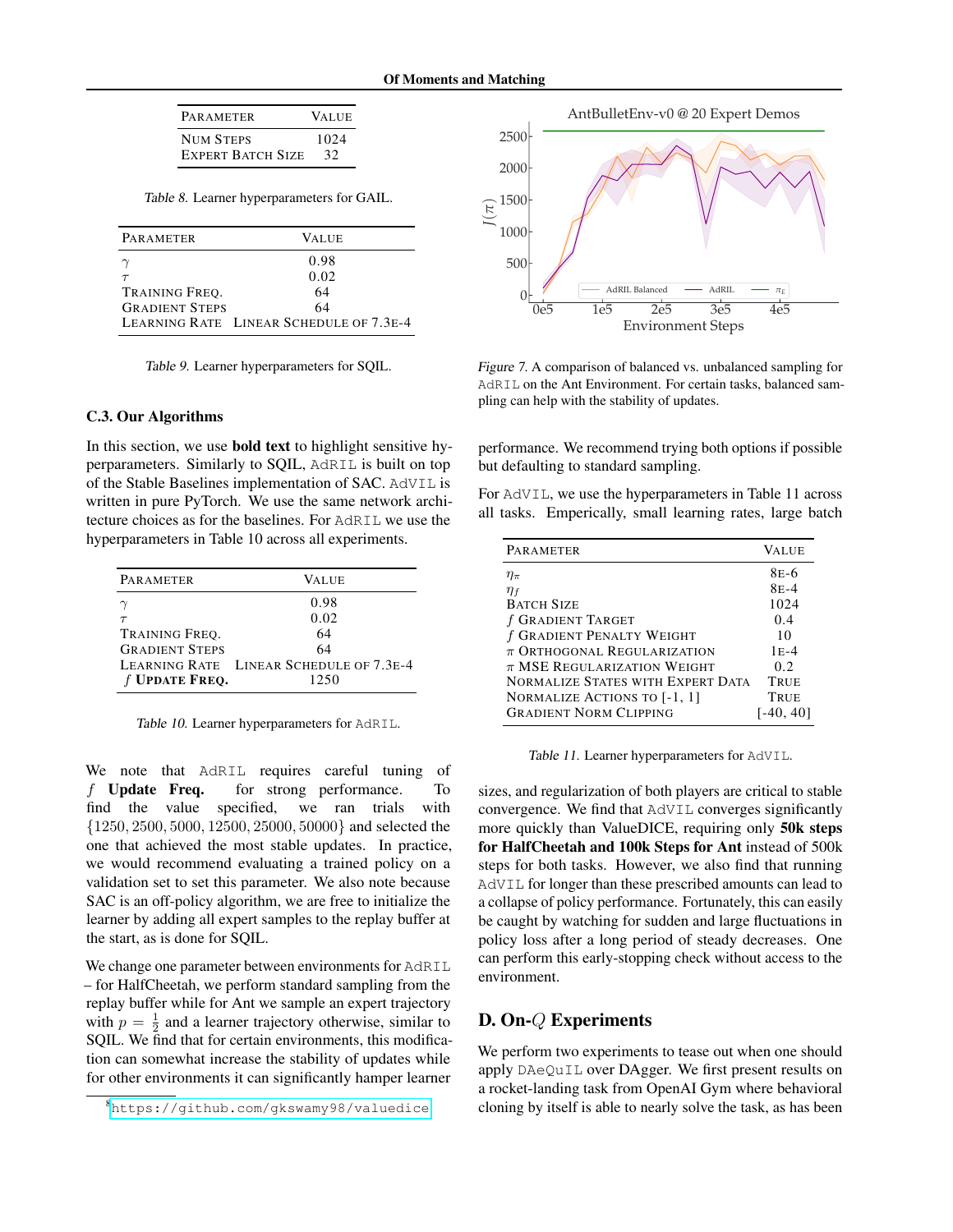| Parameter | Value |
|---|---|
| Num Steps | 1024 |
| Expert Batch Size | 32 |

*Table 8.* Learner hyperparameters for GAIL.

| Parameter | Value |
|---|---|
| $\gamma$ | 0.98 |
| $\tau$ | 0.02 |
| Training Freq. | 64 |
| Gradient Steps | 64 |
| Learning Rate | Linear Schedule of 7.3e-4 |

*Table 9.* Learner hyperparameters for SQIL.

### C.3. Our Algorithms

In this section, we use **bold text** to highlight sensitive hyperparameters. Similarly to SQIL, AdRIL is built on top of the Stable Baselines implementation of SAC. AdVIL is written in pure PyTorch. We use the same network architecture choices as for the baselines. For AdRIL we use the hyperparameters in Table 10 across all experiments.

| Parameter | Value |
|---|---|
| $\gamma$ | 0.98 |
| $\tau$ | 0.02 |
| Training Freq. | 64 |
| Gradient Steps | 64 |
| Learning Rate | Linear Schedule of 7.3e-4 |
| **$f$ Update Freq.** | 1250 |

*Table 10.* Learner hyperparameters for AdRIL.

We note that AdRIL requires careful tuning of $f$ **Update Freq.** for strong performance. To find the value specified, we ran trials with $\{1250, 2500, 5000, 12500, 25000, 50000\}$ and selected the one that achieved the most stable updates. In practice, we would recommend evaluating a trained policy on a validation set to set this parameter. We also note because SAC is an off-policy algorithm, we are free to initialize the learner by adding all expert samples to the replay buffer at the start, as is done for SQIL.

We change one parameter between environments for AdRIL – for HalfCheetah, we perform standard sampling from the replay buffer while for Ant we sample an expert trajectory with $p = \frac{1}{2}$ and a learner trajectory otherwise, similar to SQIL. We find that for certain environments, this modification can somewhat increase the stability of updates while for other environments it can significantly hamper learner

[8] https://github.com/gkswamy98/valuedice

*Figure 7.* A comparison of balanced vs. unbalanced sampling for AdRIL on the Ant Environment. For certain tasks, balanced sampling can help with the stability of updates.

performance. We recommend trying both options if possible but defaulting to standard sampling.

For AdVIL, we use the hyperparameters in Table 11 across all tasks. Emperically, small learning rates, large batch sizes, and regularization of both players are critical to stable convergence. We find that AdVIL converges significantly more quickly than ValueDICE, requiring only **50k steps for HalfCheetah and 100k Steps for Ant** instead of 500k steps for both tasks. However, we also find that running AdVIL for longer than these prescribed amounts can lead to a collapse of policy performance. Fortunately, this can easily be caught by watching for sudden and large fluctuations in policy loss after a long period of steady decreases. One can perform this early-stopping check without access to the environment.

| Parameter | Value |
|---|---|
| $\eta_\pi$ | 8e-6 |
| $\eta_f$ | 8e-4 |
| Batch Size | 1024 |
| $f$ Gradient Target | 0.4 |
| $f$ Gradient Penalty Weight | 10 |
| $\pi$ Orthogonal Regularization | 1e-4 |
| $\pi$ MSE Regularization Weight | 0.2 |
| Normalize States with Expert Data | True |
| Normalize Actions to [-1, 1] | True |
| Gradient Norm Clipping | [-40, 40] |

*Table 11.* Learner hyperparameters for AdVIL.

## D. On-$Q$ Experiments

We perform two experiments to tease out when one should apply DAeQuIL over DAgger. We first present results on a rocket-landing task from OpenAI Gym where behavioral cloning by itself is able to nearly solve the task, as has been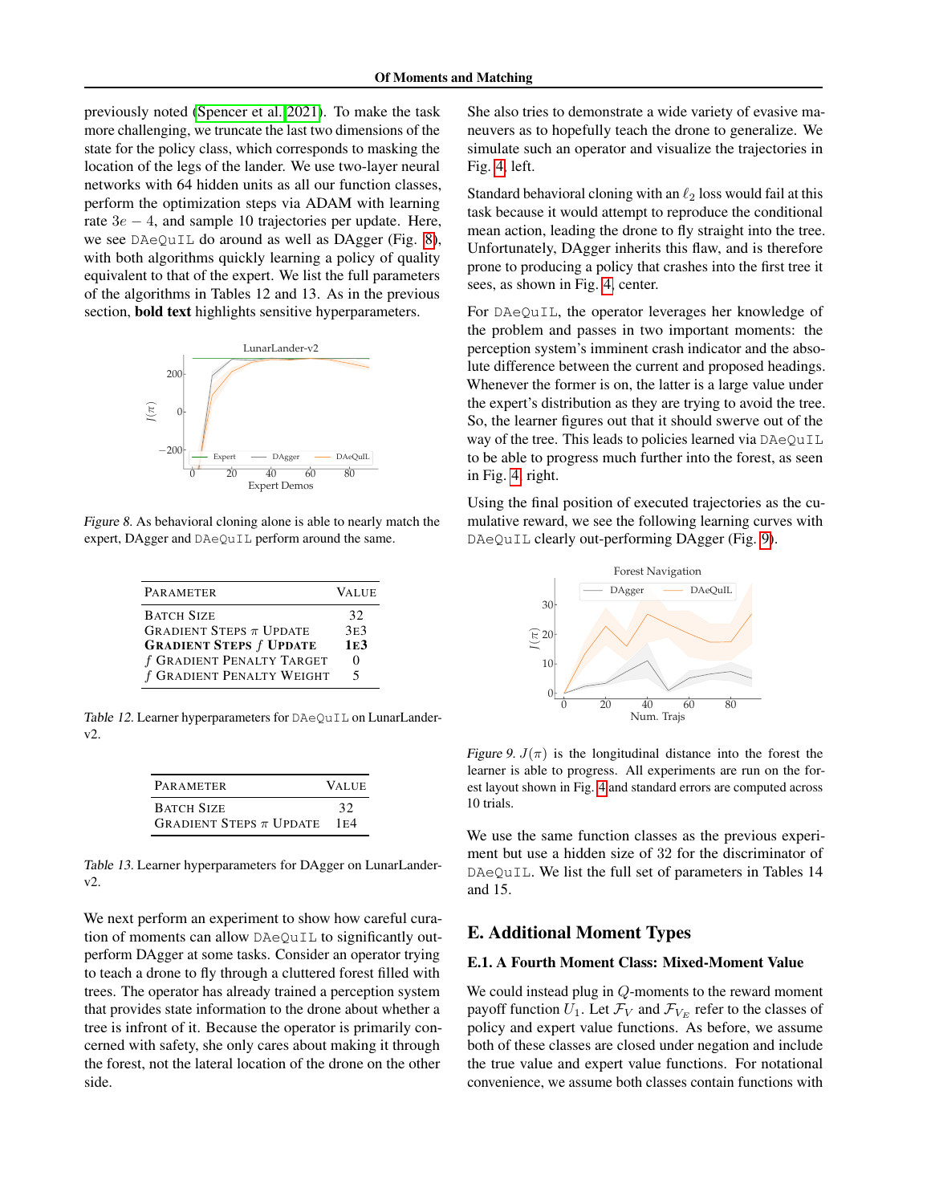previously noted (Spencer et al., 2021). To make the task more challenging, we truncate the last two dimensions of the state for the policy class, which corresponds to masking the location of the legs of the lander. We use two-layer neural networks with 64 hidden units as all our function classes, perform the optimization steps via ADAM with learning rate $3e-4$, and sample 10 trajectories per update. Here, we see DAeQuIL do around as well as DAgger (Fig. 8), with both algorithms quickly learning a policy of quality equivalent to that of the expert. We list the full parameters of the algorithms in Tables 12 and 13. As in the previous section, **bold text** highlights sensitive hyperparameters.

*Figure 8.* As behavioral cloning alone is able to nearly match the expert, DAgger and DAeQuIL perform around the same.

| Parameter | Value |
|---|---|
| Batch Size | 32 |
| Gradient Steps $\pi$ Update | 3E3 |
| **Gradient Steps $f$ Update** | **1E3** |
| $f$ Gradient Penalty Target | 0 |
| $f$ Gradient Penalty Weight | 5 |

*Table 12.* Learner hyperparameters for DAeQuIL on LunarLander-v2.

| Parameter | Value |
|---|---|
| Batch Size | 32 |
| Gradient Steps $\pi$ Update | 1E4 |

*Table 13.* Learner hyperparameters for DAgger on LunarLander-v2.

We next perform an experiment to show how careful curation of moments can allow DAeQuIL to significantly outperform DAgger at some tasks. Consider an operator trying to teach a drone to fly through a cluttered forest filled with trees. The operator has already trained a perception system that provides state information to the drone about whether a tree is infront of it. Because the operator is primarily concerned with safety, she only cares about making it through the forest, not the lateral location of the drone on the other side. She also tries to demonstrate a wide variety of evasive maneuvers as to hopefully teach the drone to generalize. We simulate such an operator and visualize the trajectories in Fig. 4, left.

Standard behavioral cloning with an $\ell_2$ loss would fail at this task because it would attempt to reproduce the conditional mean action, leading the drone to fly straight into the tree. Unfortunately, DAgger inherits this flaw, and is therefore prone to producing a policy that crashes into the first tree it sees, as shown in Fig. 4, center.

For DAeQuIL, the operator leverages her knowledge of the problem and passes in two important moments: the perception system's imminent crash indicator and the absolute difference between the current and proposed headings. Whenever the former is on, the latter is a large value under the expert's distribution as they are trying to avoid the tree. So, the learner figures out that it should swerve out of the way of the tree. This leads to policies learned via DAeQuIL to be able to progress much further into the forest, as seen in Fig. 4, right.

Using the final position of executed trajectories as the cumulative reward, we see the following learning curves with DAeQuIL clearly out-performing DAgger (Fig. 9).

*Figure 9.* $J(\pi)$ is the longitudinal distance into the forest the learner is able to progress. All experiments are run on the forest layout shown in Fig. 4 and standard errors are computed across 10 trials.

We use the same function classes as the previous experiment but use a hidden size of 32 for the discriminator of DAeQuIL. We list the full set of parameters in Tables 14 and 15.

## E. Additional Moment Types

### E.1. A Fourth Moment Class: Mixed-Moment Value

We could instead plug in $Q$-moments to the reward moment payoff function $U_1$. Let $\mathcal{F}_V$ and $\mathcal{F}_{V_E}$ refer to the classes of policy and expert value functions. As before, we assume both of these classes are closed under negation and include the true value and expert value functions. For notational convenience, we assume both classes contain functions with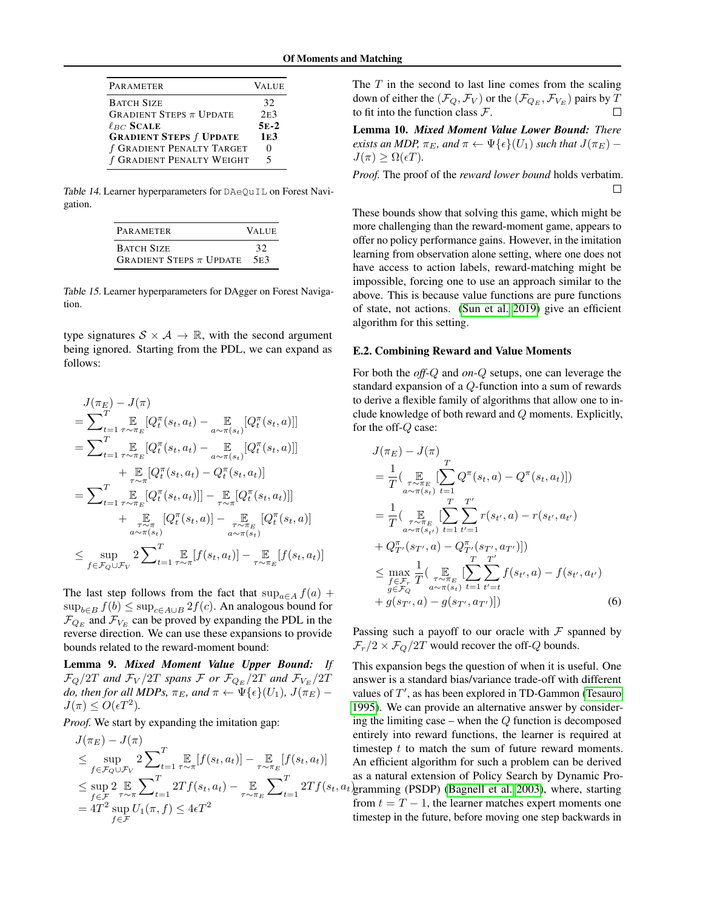| PARAMETER | VALUE |
|---|---|
| BATCH SIZE | 32 |
| GRADIENT STEPS $\pi$ UPDATE | 2E3 |
| **$\ell_{BC}$ SCALE** | **5E-2** |
| **GRADIENT STEPS $f$ UPDATE** | **1E3** |
| $f$ GRADIENT PENALTY TARGET | 0 |
| $f$ GRADIENT PENALTY WEIGHT | 5 |

Table 14. Learner hyperparameters for DAeQuIL on Forest Navigation.

| PARAMETER | VALUE |
|---|---|
| BATCH SIZE | 32 |
| GRADIENT STEPS $\pi$ UPDATE | 5E3 |

Table 15. Learner hyperparameters for DAgger on Forest Navigation.

type signatures $\mathcal{S} \times \mathcal{A} \rightarrow \mathbb{R}$, with the second argument being ignored. Starting from the PDL, we can expand as follows:

$$
\begin{aligned}
&J(\pi_E) - J(\pi) \\
&= \sum_{t=1}^{T} \mathop{\mathbb{E}}_{\tau \sim \pi_E}[Q_t^\pi(s_t, a_t) - \mathop{\mathbb{E}}_{a \sim \pi(s_t)}[Q_t^\pi(s_t, a)]] \\
&= \sum_{t=1}^{T} \mathop{\mathbb{E}}_{\tau \sim \pi_E}[Q_t^\pi(s_t, a_t) - \mathop{\mathbb{E}}_{a \sim \pi(s_t)}[Q_t^\pi(s_t, a)]] \\
&\quad + \mathop{\mathbb{E}}_{\tau \sim \pi}[Q_t^\pi(s_t, a_t) - Q_t^\pi(s_t, a_t)] \\
&= \sum_{t=1}^{T} \mathop{\mathbb{E}}_{\tau \sim \pi_E}[Q_t^\pi(s_t, a_t)]] - \mathop{\mathbb{E}}_{\tau \sim \pi}[Q_t^\pi(s_t, a_t)]] \\
&\quad + \mathop{\mathbb{E}}_{\substack{\tau \sim \pi \\ a \sim \pi(s_t)}}[Q_t^\pi(s_t, a)] - \mathop{\mathbb{E}}_{\substack{\tau \sim \pi_E \\ a \sim \pi(s_t)}}[Q_t^\pi(s_t, a)] \\
&\leq \sup_{f \in \mathcal{F}_Q \cup \mathcal{F}_V} 2 \sum_{t=1}^{T} \mathop{\mathbb{E}}_{\tau \sim \pi}[f(s_t, a_t)] - \mathop{\mathbb{E}}_{\tau \sim \pi_E}[f(s_t, a_t)]
\end{aligned}
$$

The last step follows from the fact that $\sup_{a \in A} f(a) + \sup_{b \in B} f(b) \leq \sup_{c \in A \cup B} 2f(c)$. An analogous bound for $\mathcal{F}_{Q_E}$ and $\mathcal{F}_{V_E}$ can be proved by expanding the PDL in the reverse direction. We can use these expansions to provide bounds related to the reward-moment bound:

**Lemma 9.** ***Mixed Moment Value Upper Bound:*** *If $\mathcal{F}_Q/2T$ and $\mathcal{F}_V/2T$ spans $\mathcal{F}$ or $\mathcal{F}_{Q_E}/2T$ and $\mathcal{F}_{V_E}/2T$ do, then for all MDPs, $\pi_E$, and $\pi \leftarrow \Psi\{\epsilon\}(U_1)$, $J(\pi_E) - J(\pi) \leq O(\epsilon T^2)$.*

*Proof.* We start by expanding the imitation gap:

$$
\begin{aligned}
&J(\pi_E) - J(\pi) \\
&\leq \sup_{f \in \mathcal{F}_Q \cup \mathcal{F}_V} 2 \sum_{t=1}^{T} \mathop{\mathbb{E}}_{\tau \sim \pi}[f(s_t, a_t)] - \mathop{\mathbb{E}}_{\tau \sim \pi_E}[f(s_t, a_t)] \\
&\leq \sup_{f \in \mathcal{F}} 2 \mathop{\mathbb{E}}_{\tau \sim \pi} \sum_{t=1}^{T} 2Tf(s_t, a_t) - \mathop{\mathbb{E}}_{\tau \sim \pi_E} \sum_{t=1}^{T} 2Tf(s_t, a_t) \\
&= 4T^2 \sup_{f \in \mathcal{F}} U_1(\pi, f) \leq 4\epsilon T^2
\end{aligned}
$$

The $T$ in the second to last line comes from the scaling down of either the $(\mathcal{F}_Q, \mathcal{F}_V)$ or the $(\mathcal{F}_{Q_E}, \mathcal{F}_{V_E})$ pairs by $T$ to fit into the function class $\mathcal{F}$. $\square$

**Lemma 10.** ***Mixed Moment Value Lower Bound:*** *There exists an MDP, $\pi_E$, and $\pi \leftarrow \Psi\{\epsilon\}(U_1)$ such that $J(\pi_E) - J(\pi) \geq \Omega(\epsilon T)$.*

*Proof.* The proof of the *reward lower bound* holds verbatim. $\square$

These bounds show that solving this game, which might be more challenging than the reward-moment game, appears to offer no policy performance gains. However, in the imitation learning from observation alone setting, where one does not have access to action labels, reward-matching might be impossible, forcing one to use an approach similar to the above. This is because value functions are pure functions of state, not actions. (Sun et al., 2019) give an efficient algorithm for this setting.

### E.2. Combining Reward and Value Moments

For both the *off-$Q$* and *on-$Q$* setups, one can leverage the standard expansion of a $Q$-function into a sum of rewards to derive a flexible family of algorithms that allow one to include knowledge of both reward and $Q$ moments. Explicitly, for the off-$Q$ case:

$$
\begin{aligned}
&J(\pi_E) - J(\pi) \\
&= \frac{1}{T}\Big( \mathop{\mathbb{E}}_{\substack{\tau \sim \pi_E \\ a \sim \pi(s_t)}} [\sum_{t=1}^{T} Q^\pi(s_t, a) - Q^\pi(s_t, a_t)]\Big) \\
&= \frac{1}{T}\Big( \mathop{\mathbb{E}}_{\substack{\tau \sim \pi_E \\ a \sim \pi(s_{t'})}} [\sum_{t=1}^{T} \sum_{t'=1}^{T'} r(s_{t'}, a) - r(s_{t'}, a_{t'}) \\
&\quad + Q_{T'}^\pi(s_{T'}, a) - Q_{T'}^\pi(s_{T'}, a_{T'})]\Big) \\
&\leq \max_{\substack{f \in \mathcal{F}_r \\ g \in \mathcal{F}_Q}} \frac{1}{T}\Big( \mathop{\mathbb{E}}_{\substack{\tau \sim \pi_E \\ a \sim \pi(s_t)}} [\sum_{t=1}^{T} \sum_{t'=t}^{T'} f(s_{t'}, a) - f(s_{t'}, a_{t'}) \\
&\quad + g(s_{T'}, a) - g(s_{T'}, a_{T'})]\Big)
\end{aligned} \tag{6}
$$

Passing such a payoff to our oracle with $\mathcal{F}$ spanned by $\mathcal{F}_r/2 \times \mathcal{F}_Q/2T$ would recover the off-$Q$ bounds.

This expansion begs the question of when it is useful. One answer is a standard bias/variance trade-off with different values of $T'$, as has been explored in TD-Gammon (Tesauro, 1995). We can provide an alternative answer by considering the limiting case – when the $Q$ function is decomposed entirely into reward functions, the learner is required at timestep $t$ to match the sum of future reward moments. An efficient algorithm for such a problem can be derived as a natural extension of Policy Search by Dynamic Programming (PSDP) (Bagnell et al., 2003), where, starting from $t = T - 1$, the learner matches expert moments one timestep in the future, before moving one step backwards in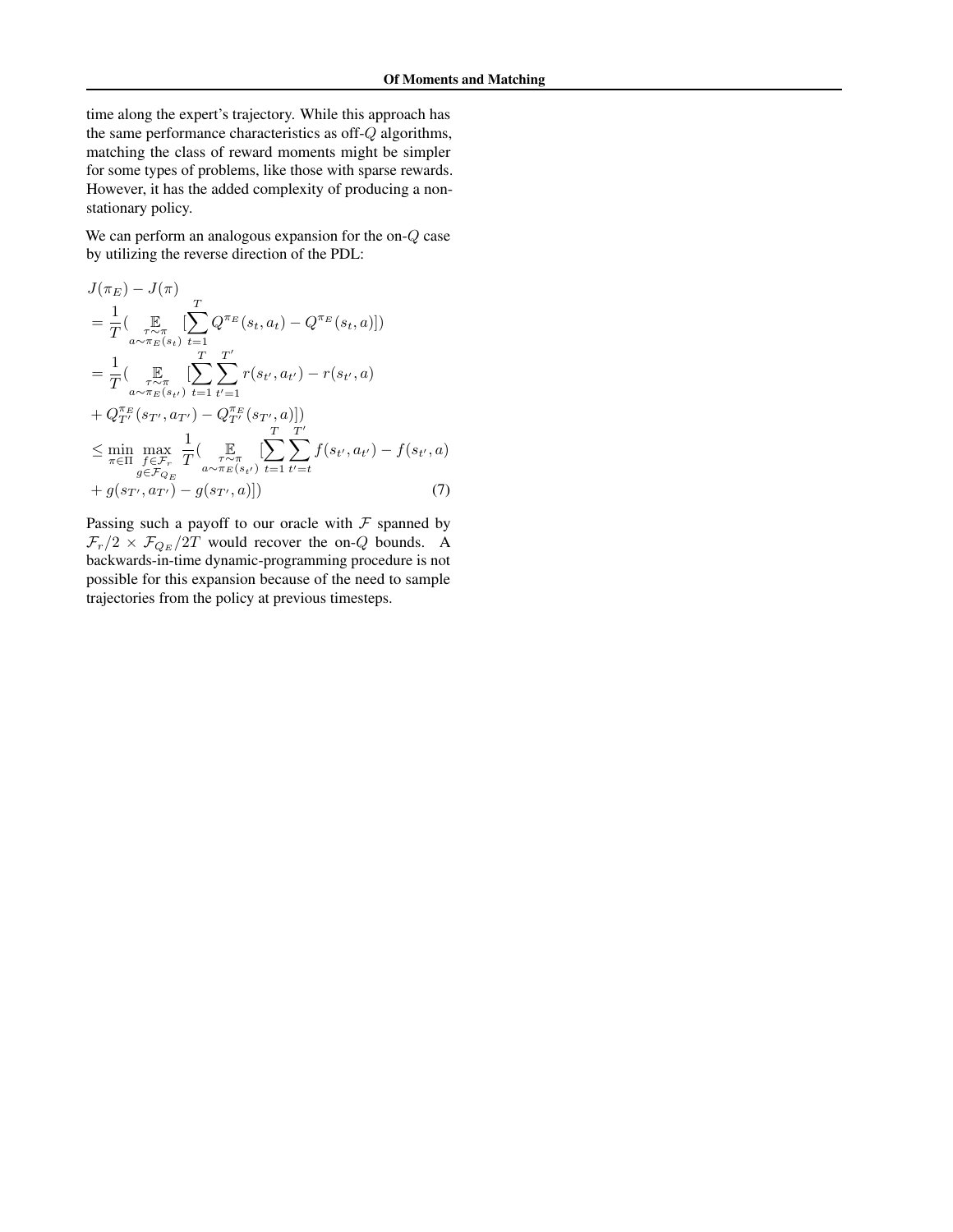time along the expert's trajectory. While this approach has the same performance characteristics as off-$Q$ algorithms, matching the class of reward moments might be simpler for some types of problems, like those with sparse rewards. However, it has the added complexity of producing a non-stationary policy.

We can perform an analogous expansion for the on-$Q$ case by utilizing the reverse direction of the PDL:

$$
\begin{aligned}
& J(\pi_E) - J(\pi) \\
& = \frac{1}{T}\Big( \mathop{\mathbb{E}}_{\substack{\tau\sim\pi \\ a\sim\pi_E(s_t)}} [\sum_{t=1}^{T} Q^{\pi_E}(s_t, a_t) - Q^{\pi_E}(s_t, a)]\Big) \\
& = \frac{1}{T}\Big( \mathop{\mathbb{E}}_{\substack{\tau\sim\pi \\ a\sim\pi_E(s_{t'})}} [\sum_{t=1}^{T} \sum_{t'=1}^{T'} r(s_{t'}, a_{t'}) - r(s_{t'}, a) \\
& + Q^{\pi_E}_{T'}(s_{T'}, a_{T'}) - Q^{\pi_E}_{T'}(s_{T'}, a)]\Big) \\
& \leq \min_{\pi\in\Pi} \max_{\substack{f\in\mathcal{F}_r \\ g\in\mathcal{F}_{Q_E}}} \frac{1}{T}\Big( \mathop{\mathbb{E}}_{\substack{\tau\sim\pi \\ a\sim\pi_E(s_{t'})}} [\sum_{t=1}^{T} \sum_{t'=t}^{T'} f(s_{t'}, a_{t'}) - f(s_{t'}, a) \\
& + g(s_{T'}, a_{T'}) - g(s_{T'}, a)]\Big) \qquad (7)
\end{aligned}
$$

Passing such a payoff to our oracle with $\mathcal{F}$ spanned by $\mathcal{F}_r/2 \times \mathcal{F}_{Q_E}/2T$ would recover the on-$Q$ bounds. A backwards-in-time dynamic-programming procedure is not possible for this expansion because of the need to sample trajectories from the policy at previous timesteps.